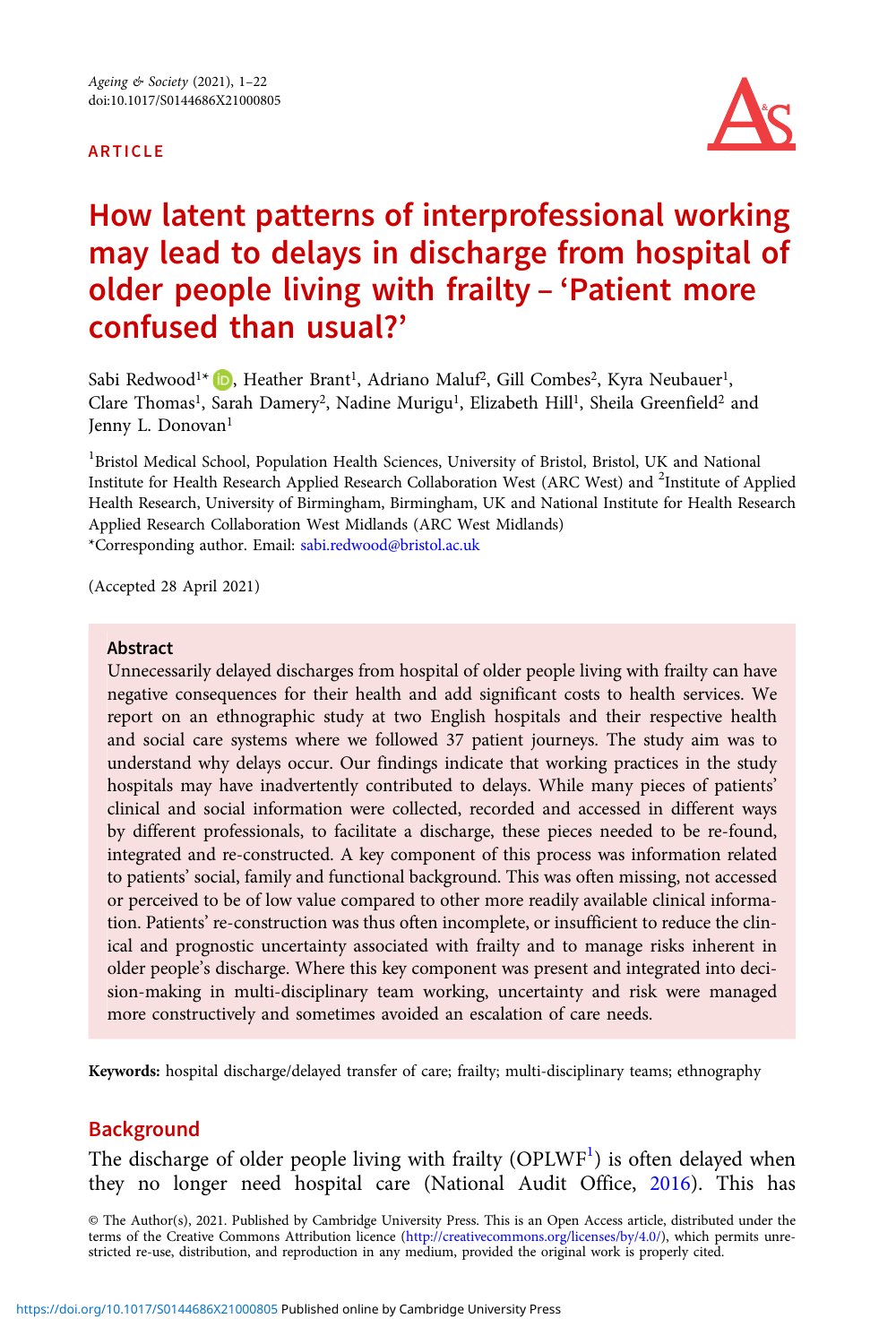ARTICLE

# How latent patterns of interprofessional working may lead to delays in discharge from hospital of older people living with frailty – 'Patient more confused than usual?'

Sabi Redwood[1]*, Heather Brant[1], Adriano Maluf[2], Gill Combes[2], Kyra Neubauer[1], Clare Thomas[1], Sarah Damery[2], Nadine Murigu[1], Elizabeth Hill[1], Sheila Greenfield[2] and Jenny L. Donovan[1]

[1]Bristol Medical School, Population Health Sciences, University of Bristol, Bristol, UK and National Institute for Health Research Applied Research Collaboration West (ARC West) and [2]Institute of Applied Health Research, University of Birmingham, Birmingham, UK and National Institute for Health Research Applied Research Collaboration West Midlands (ARC West Midlands)

*Corresponding author. Email: sabi.redwood@bristol.ac.uk

(Accepted 28 April 2021)

## Abstract

Unnecessarily delayed discharges from hospital of older people living with frailty can have negative consequences for their health and add significant costs to health services. We report on an ethnographic study at two English hospitals and their respective health and social care systems where we followed 37 patient journeys. The study aim was to understand why delays occur. Our findings indicate that working practices in the study hospitals may have inadvertently contributed to delays. While many pieces of patients' clinical and social information were collected, recorded and accessed in different ways by different professionals, to facilitate a discharge, these pieces needed to be re-found, integrated and re-constructed. A key component of this process was information related to patients' social, family and functional background. This was often missing, not accessed or perceived to be of low value compared to other more readily available clinical information. Patients' re-construction was thus often incomplete, or insufficient to reduce the clinical and prognostic uncertainty associated with frailty and to manage risks inherent in older people's discharge. Where this key component was present and integrated into decision-making in multi-disciplinary team working, uncertainty and risk were managed more constructively and sometimes avoided an escalation of care needs.

**Keywords:** hospital discharge/delayed transfer of care; frailty; multi-disciplinary teams; ethnography

## Background

The discharge of older people living with frailty (OPLWF[1]) is often delayed when they no longer need hospital care (National Audit Office, 2016). This has

© The Author(s), 2021. Published by Cambridge University Press. This is an Open Access article, distributed under the terms of the Creative Commons Attribution licence (http://creativecommons.org/licenses/by/4.0/), which permits unrestricted re-use, distribution, and reproduction in any medium, provided the original work is properly cited.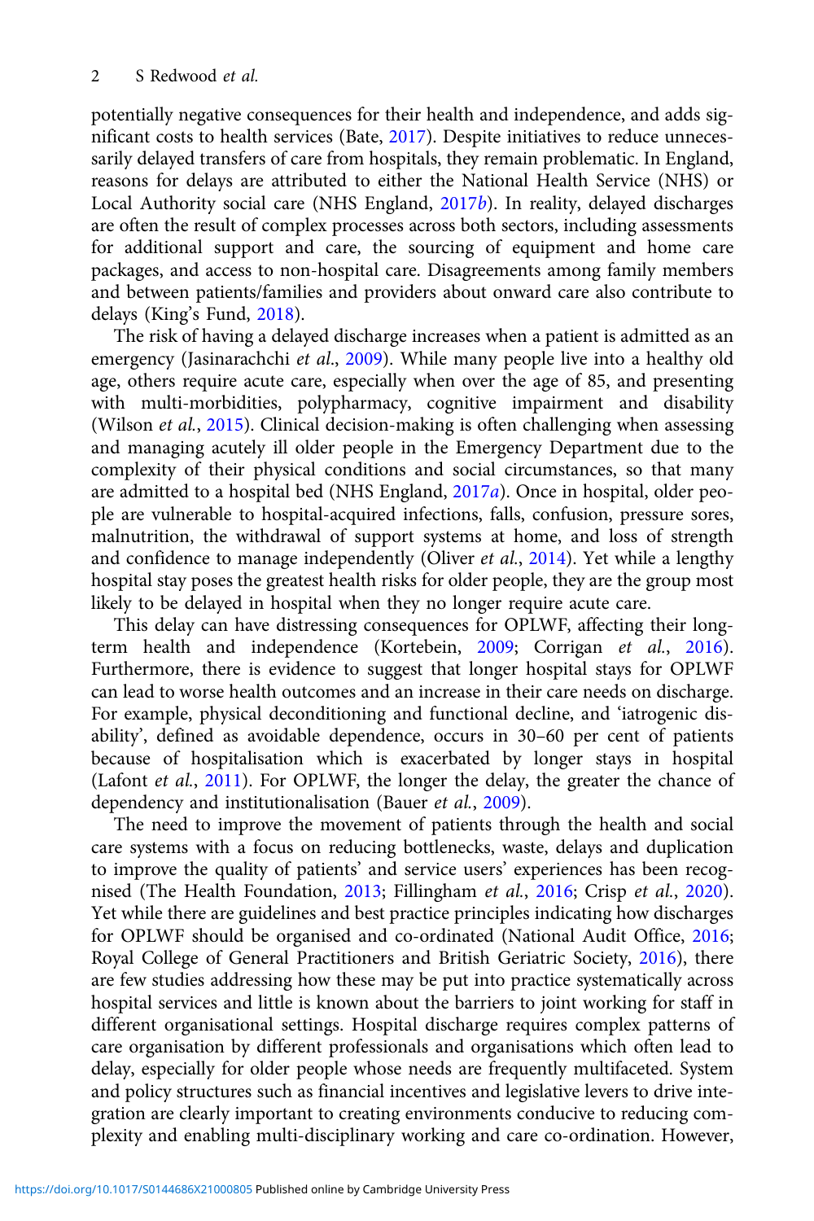potentially negative consequences for their health and independence, and adds significant costs to health services (Bate, 2017). Despite initiatives to reduce unnecessarily delayed transfers of care from hospitals, they remain problematic. In England, reasons for delays are attributed to either the National Health Service (NHS) or Local Authority social care (NHS England, 2017*b*). In reality, delayed discharges are often the result of complex processes across both sectors, including assessments for additional support and care, the sourcing of equipment and home care packages, and access to non-hospital care. Disagreements among family members and between patients/families and providers about onward care also contribute to delays (King's Fund, 2018).

The risk of having a delayed discharge increases when a patient is admitted as an emergency (Jasinarachchi *et al.*, 2009). While many people live into a healthy old age, others require acute care, especially when over the age of 85, and presenting with multi-morbidities, polypharmacy, cognitive impairment and disability (Wilson *et al.*, 2015). Clinical decision-making is often challenging when assessing and managing acutely ill older people in the Emergency Department due to the complexity of their physical conditions and social circumstances, so that many are admitted to a hospital bed (NHS England, 2017*a*). Once in hospital, older people are vulnerable to hospital-acquired infections, falls, confusion, pressure sores, malnutrition, the withdrawal of support systems at home, and loss of strength and confidence to manage independently (Oliver *et al.*, 2014). Yet while a lengthy hospital stay poses the greatest health risks for older people, they are the group most likely to be delayed in hospital when they no longer require acute care.

This delay can have distressing consequences for OPLWF, affecting their long-term health and independence (Kortebein, 2009; Corrigan *et al.*, 2016). Furthermore, there is evidence to suggest that longer hospital stays for OPLWF can lead to worse health outcomes and an increase in their care needs on discharge. For example, physical deconditioning and functional decline, and 'iatrogenic disability', defined as avoidable dependence, occurs in 30–60 per cent of patients because of hospitalisation which is exacerbated by longer stays in hospital (Lafont *et al.*, 2011). For OPLWF, the longer the delay, the greater the chance of dependency and institutionalisation (Bauer *et al.*, 2009).

The need to improve the movement of patients through the health and social care systems with a focus on reducing bottlenecks, waste, delays and duplication to improve the quality of patients' and service users' experiences has been recognised (The Health Foundation, 2013; Fillingham *et al.*, 2016; Crisp *et al.*, 2020). Yet while there are guidelines and best practice principles indicating how discharges for OPLWF should be organised and co-ordinated (National Audit Office, 2016; Royal College of General Practitioners and British Geriatric Society, 2016), there are few studies addressing how these may be put into practice systematically across hospital services and little is known about the barriers to joint working for staff in different organisational settings. Hospital discharge requires complex patterns of care organisation by different professionals and organisations which often lead to delay, especially for older people whose needs are frequently multifaceted. System and policy structures such as financial incentives and legislative levers to drive integration are clearly important to creating environments conducive to reducing complexity and enabling multi-disciplinary working and care co-ordination. However,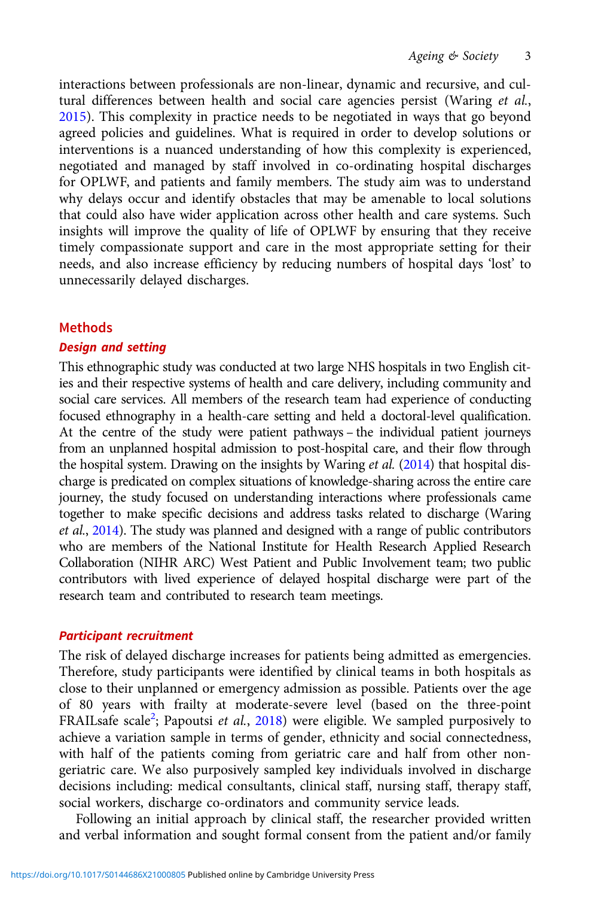interactions between professionals are non-linear, dynamic and recursive, and cultural differences between health and social care agencies persist (Waring *et al.*, 2015). This complexity in practice needs to be negotiated in ways that go beyond agreed policies and guidelines. What is required in order to develop solutions or interventions is a nuanced understanding of how this complexity is experienced, negotiated and managed by staff involved in co-ordinating hospital discharges for OPLWF, and patients and family members. The study aim was to understand why delays occur and identify obstacles that may be amenable to local solutions that could also have wider application across other health and care systems. Such insights will improve the quality of life of OPLWF by ensuring that they receive timely compassionate support and care in the most appropriate setting for their needs, and also increase efficiency by reducing numbers of hospital days 'lost' to unnecessarily delayed discharges.

## Methods

### Design and setting

This ethnographic study was conducted at two large NHS hospitals in two English cities and their respective systems of health and care delivery, including community and social care services. All members of the research team had experience of conducting focused ethnography in a health-care setting and held a doctoral-level qualification. At the centre of the study were patient pathways – the individual patient journeys from an unplanned hospital admission to post-hospital care, and their flow through the hospital system. Drawing on the insights by Waring *et al.* (2014) that hospital discharge is predicated on complex situations of knowledge-sharing across the entire care journey, the study focused on understanding interactions where professionals came together to make specific decisions and address tasks related to discharge (Waring *et al.*, 2014). The study was planned and designed with a range of public contributors who are members of the National Institute for Health Research Applied Research Collaboration (NIHR ARC) West Patient and Public Involvement team; two public contributors with lived experience of delayed hospital discharge were part of the research team and contributed to research team meetings.

### Participant recruitment

The risk of delayed discharge increases for patients being admitted as emergencies. Therefore, study participants were identified by clinical teams in both hospitals as close to their unplanned or emergency admission as possible. Patients over the age of 80 years with frailty at moderate-severe level (based on the three-point FRAILsafe scale[2]; Papoutsi *et al.*, 2018) were eligible. We sampled purposively to achieve a variation sample in terms of gender, ethnicity and social connectedness, with half of the patients coming from geriatric care and half from other non-geriatric care. We also purposively sampled key individuals involved in discharge decisions including: medical consultants, clinical staff, nursing staff, therapy staff, social workers, discharge co-ordinators and community service leads.

Following an initial approach by clinical staff, the researcher provided written and verbal information and sought formal consent from the patient and/or family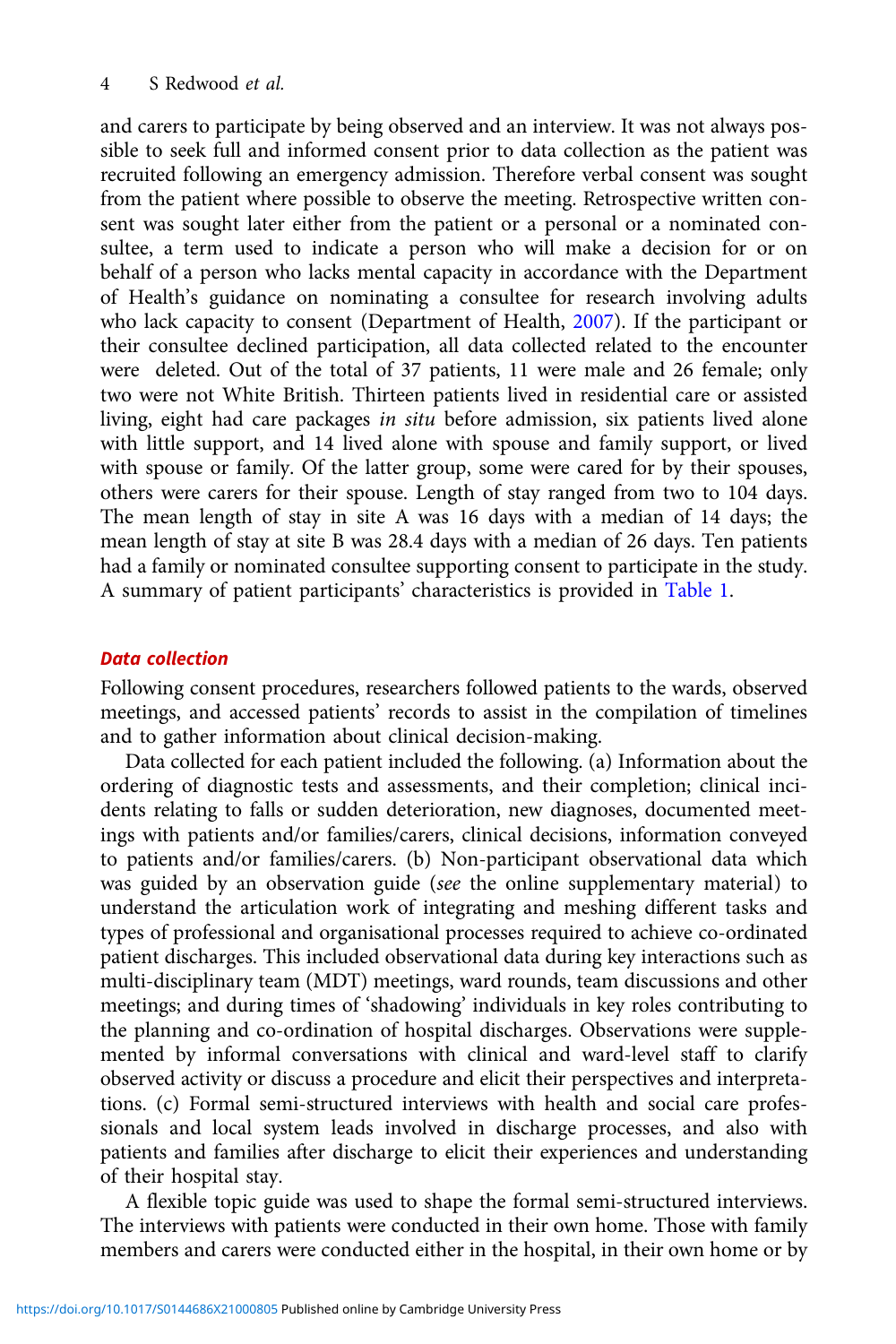and carers to participate by being observed and an interview. It was not always possible to seek full and informed consent prior to data collection as the patient was recruited following an emergency admission. Therefore verbal consent was sought from the patient where possible to observe the meeting. Retrospective written consent was sought later either from the patient or a personal or a nominated consultee, a term used to indicate a person who will make a decision for or on behalf of a person who lacks mental capacity in accordance with the Department of Health's guidance on nominating a consultee for research involving adults who lack capacity to consent (Department of Health, 2007). If the participant or their consultee declined participation, all data collected related to the encounter were deleted. Out of the total of 37 patients, 11 were male and 26 female; only two were not White British. Thirteen patients lived in residential care or assisted living, eight had care packages *in situ* before admission, six patients lived alone with little support, and 14 lived alone with spouse and family support, or lived with spouse or family. Of the latter group, some were cared for by their spouses, others were carers for their spouse. Length of stay ranged from two to 104 days. The mean length of stay in site A was 16 days with a median of 14 days; the mean length of stay at site B was 28.4 days with a median of 26 days. Ten patients had a family or nominated consultee supporting consent to participate in the study. A summary of patient participants' characteristics is provided in Table 1.

### Data collection

Following consent procedures, researchers followed patients to the wards, observed meetings, and accessed patients' records to assist in the compilation of timelines and to gather information about clinical decision-making.

Data collected for each patient included the following. (a) Information about the ordering of diagnostic tests and assessments, and their completion; clinical incidents relating to falls or sudden deterioration, new diagnoses, documented meetings with patients and/or families/carers, clinical decisions, information conveyed to patients and/or families/carers. (b) Non-participant observational data which was guided by an observation guide (*see* the online supplementary material) to understand the articulation work of integrating and meshing different tasks and types of professional and organisational processes required to achieve co-ordinated patient discharges. This included observational data during key interactions such as multi-disciplinary team (MDT) meetings, ward rounds, team discussions and other meetings; and during times of 'shadowing' individuals in key roles contributing to the planning and co-ordination of hospital discharges. Observations were supplemented by informal conversations with clinical and ward-level staff to clarify observed activity or discuss a procedure and elicit their perspectives and interpretations. (c) Formal semi-structured interviews with health and social care professionals and local system leads involved in discharge processes, and also with patients and families after discharge to elicit their experiences and understanding of their hospital stay.

A flexible topic guide was used to shape the formal semi-structured interviews. The interviews with patients were conducted in their own home. Those with family members and carers were conducted either in the hospital, in their own home or by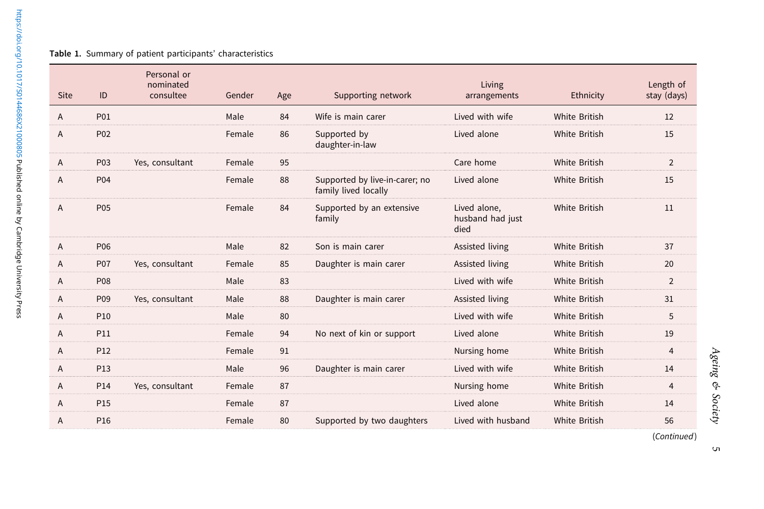**Table 1.** Summary of patient participants' characteristics

| Site | ID | Personal or nominated consultee | Gender | Age | Supporting network | Living arrangements | Ethnicity | Length of stay (days) |
|---|---|---|---|---|---|---|---|---|
| A | P01 | | Male | 84 | Wife is main carer | Lived with wife | White British | 12 |
| A | P02 | | Female | 86 | Supported by daughter-in-law | Lived alone | White British | 15 |
| A | P03 | Yes, consultant | Female | 95 | | Care home | White British | 2 |
| A | P04 | | Female | 88 | Supported by live-in-carer; no family lived locally | Lived alone | White British | 15 |
| A | P05 | | Female | 84 | Supported by an extensive family | Lived alone, husband had just died | White British | 11 |
| A | P06 | | Male | 82 | Son is main carer | Assisted living | White British | 37 |
| A | P07 | Yes, consultant | Female | 85 | Daughter is main carer | Assisted living | White British | 20 |
| A | P08 | | Male | 83 | | Lived with wife | White British | 2 |
| A | P09 | Yes, consultant | Male | 88 | Daughter is main carer | Assisted living | White British | 31 |
| A | P10 | | Male | 80 | | Lived with wife | White British | 5 |
| A | P11 | | Female | 94 | No next of kin or support | Lived alone | White British | 19 |
| A | P12 | | Female | 91 | | Nursing home | White British | 4 |
| A | P13 | | Male | 96 | Daughter is main carer | Lived with wife | White British | 14 |
| A | P14 | Yes, consultant | Female | 87 | | Nursing home | White British | 4 |
| A | P15 | | Female | 87 | | Lived alone | White British | 14 |
| A | P16 | | Female | 80 | Supported by two daughters | Lived with husband | White British | 56 |

(*Continued*)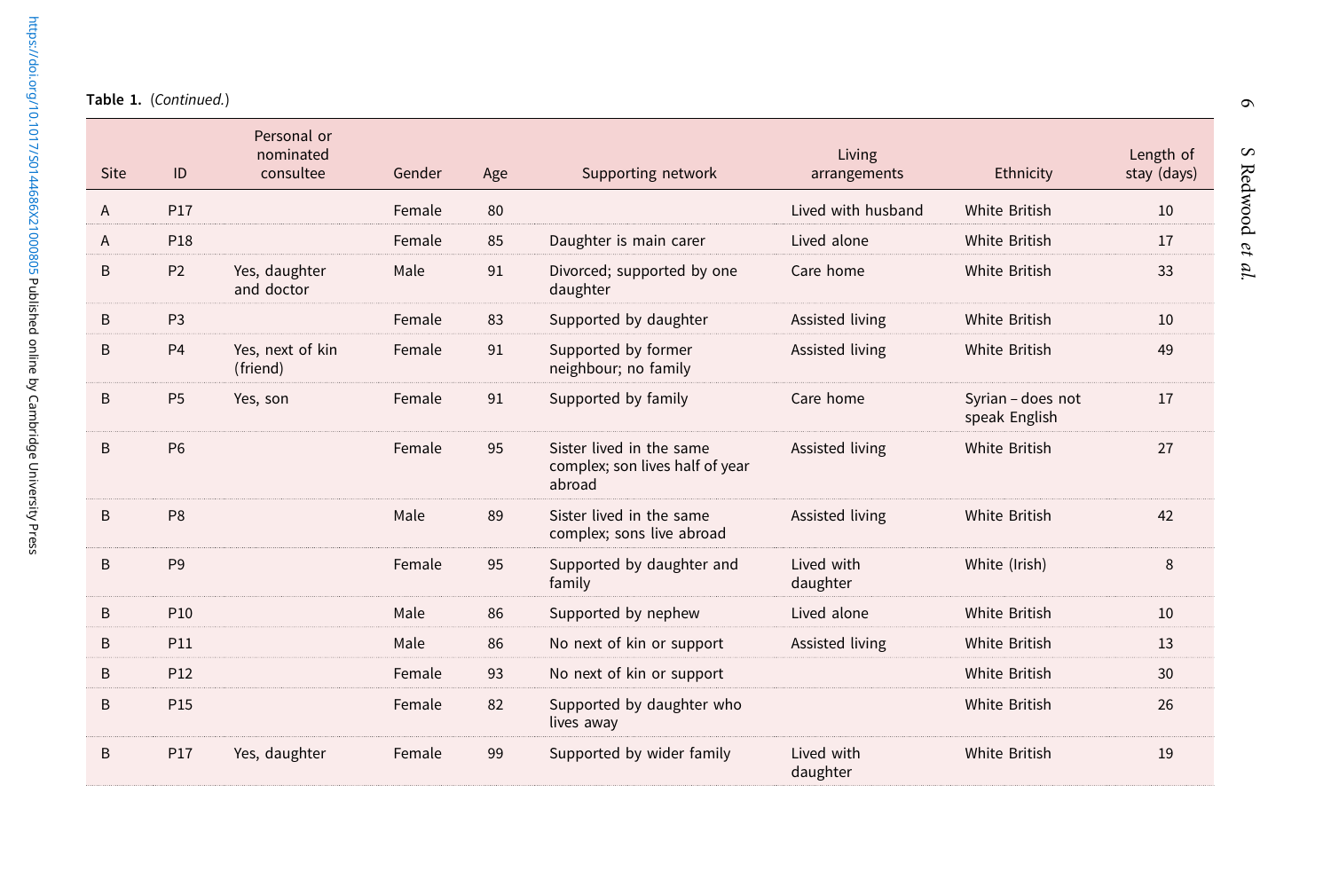**Table 1.** (*Continued.*)

| Site | ID | Personal or nominated consultee | Gender | Age | Supporting network | Living arrangements | Ethnicity | Length of stay (days) |
|---|---|---|---|---|---|---|---|---|
| A | P17 | | Female | 80 | | Lived with husband | White British | 10 |
| A | P18 | | Female | 85 | Daughter is main carer | Lived alone | White British | 17 |
| B | P2 | Yes, daughter and doctor | Male | 91 | Divorced; supported by one daughter | Care home | White British | 33 |
| B | P3 | | Female | 83 | Supported by daughter | Assisted living | White British | 10 |
| B | P4 | Yes, next of kin (friend) | Female | 91 | Supported by former neighbour; no family | Assisted living | White British | 49 |
| B | P5 | Yes, son | Female | 91 | Supported by family | Care home | Syrian – does not speak English | 17 |
| B | P6 | | Female | 95 | Sister lived in the same complex; son lives half of year abroad | Assisted living | White British | 27 |
| B | P8 | | Male | 89 | Sister lived in the same complex; sons live abroad | Assisted living | White British | 42 |
| B | P9 | | Female | 95 | Supported by daughter and family | Lived with daughter | White (Irish) | 8 |
| B | P10 | | Male | 86 | Supported by nephew | Lived alone | White British | 10 |
| B | P11 | | Male | 86 | No next of kin or support | Assisted living | White British | 13 |
| B | P12 | | Female | 93 | No next of kin or support | | White British | 30 |
| B | P15 | | Female | 82 | Supported by daughter who lives away | | White British | 26 |
| B | P17 | Yes, daughter | Female | 99 | Supported by wider family | Lived with daughter | White British | 19 |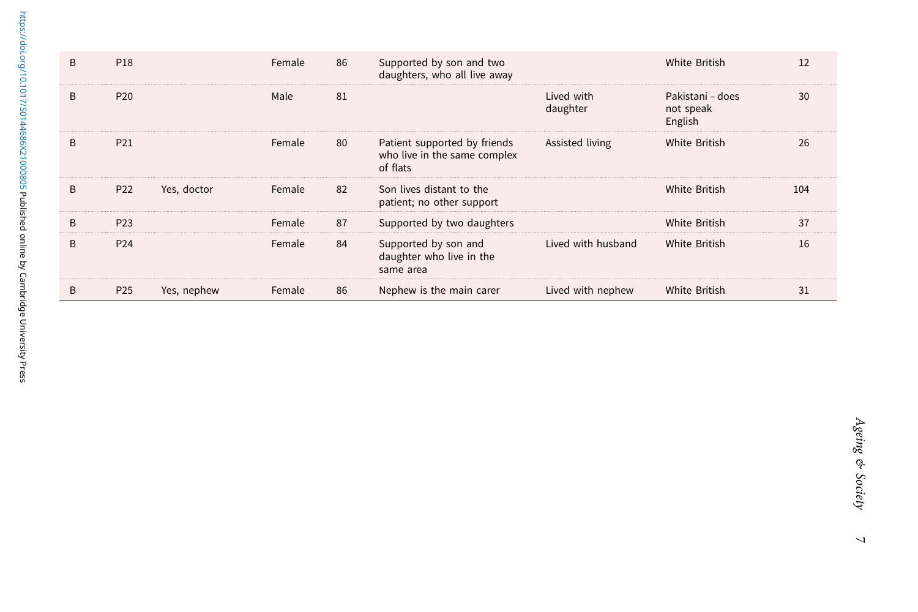| | | | | | | | | |
|---|---|---|---|---|---|---|---|---|
| B | P18 | | Female | 86 | Supported by son and two daughters, who all live away | | White British | 12 |
| B | P20 | | Male | 81 | | Lived with daughter | Pakistani – does not speak English | 30 |
| B | P21 | | Female | 80 | Patient supported by friends who live in the same complex of flats | Assisted living | White British | 26 |
| B | P22 | Yes, doctor | Female | 82 | Son lives distant to the patient; no other support | | White British | 104 |
| B | P23 | | Female | 87 | Supported by two daughters | | White British | 37 |
| B | P24 | | Female | 84 | Supported by son and daughter who live in the same area | Lived with husband | White British | 16 |
| B | P25 | Yes, nephew | Female | 86 | Nephew is the main carer | Lived with nephew | White British | 31 |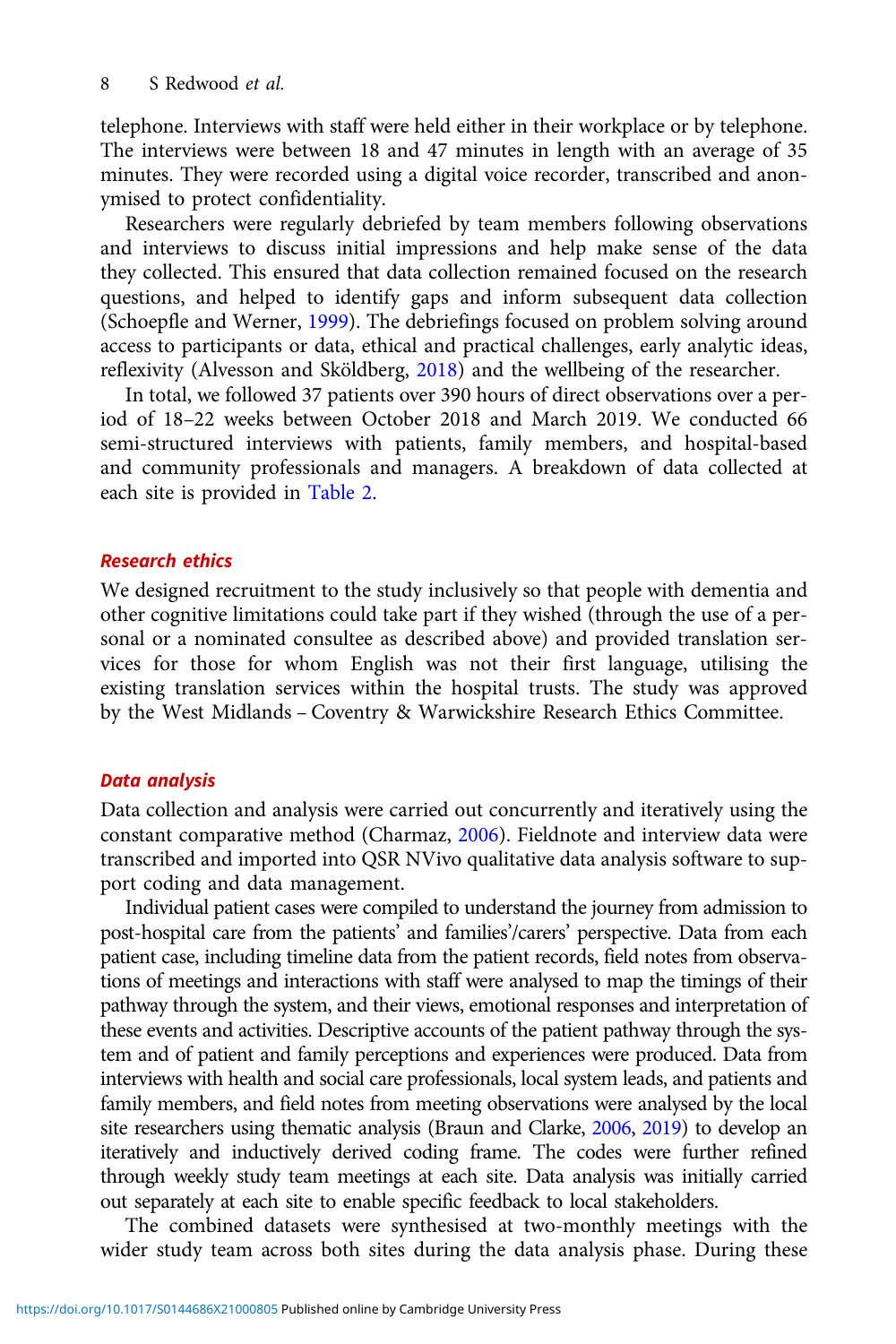telephone. Interviews with staff were held either in their workplace or by telephone. The interviews were between 18 and 47 minutes in length with an average of 35 minutes. They were recorded using a digital voice recorder, transcribed and anonymised to protect confidentiality.

Researchers were regularly debriefed by team members following observations and interviews to discuss initial impressions and help make sense of the data they collected. This ensured that data collection remained focused on the research questions, and helped to identify gaps and inform subsequent data collection (Schoepfle and Werner, 1999). The debriefings focused on problem solving around access to participants or data, ethical and practical challenges, early analytic ideas, reflexivity (Alvesson and Sköldberg, 2018) and the wellbeing of the researcher.

In total, we followed 37 patients over 390 hours of direct observations over a period of 18–22 weeks between October 2018 and March 2019. We conducted 66 semi-structured interviews with patients, family members, and hospital-based and community professionals and managers. A breakdown of data collected at each site is provided in Table 2.

### Research ethics

We designed recruitment to the study inclusively so that people with dementia and other cognitive limitations could take part if they wished (through the use of a personal or a nominated consultee as described above) and provided translation services for those for whom English was not their first language, utilising the existing translation services within the hospital trusts. The study was approved by the West Midlands – Coventry & Warwickshire Research Ethics Committee.

### Data analysis

Data collection and analysis were carried out concurrently and iteratively using the constant comparative method (Charmaz, 2006). Fieldnote and interview data were transcribed and imported into QSR NVivo qualitative data analysis software to support coding and data management.

Individual patient cases were compiled to understand the journey from admission to post-hospital care from the patients' and families'/carers' perspective. Data from each patient case, including timeline data from the patient records, field notes from observations of meetings and interactions with staff were analysed to map the timings of their pathway through the system, and their views, emotional responses and interpretation of these events and activities. Descriptive accounts of the patient pathway through the system and of patient and family perceptions and experiences were produced. Data from interviews with health and social care professionals, local system leads, and patients and family members, and field notes from meeting observations were analysed by the local site researchers using thematic analysis (Braun and Clarke, 2006, 2019) to develop an iteratively and inductively derived coding frame. The codes were further refined through weekly study team meetings at each site. Data analysis was initially carried out separately at each site to enable specific feedback to local stakeholders.

The combined datasets were synthesised at two-monthly meetings with the wider study team across both sites during the data analysis phase. During these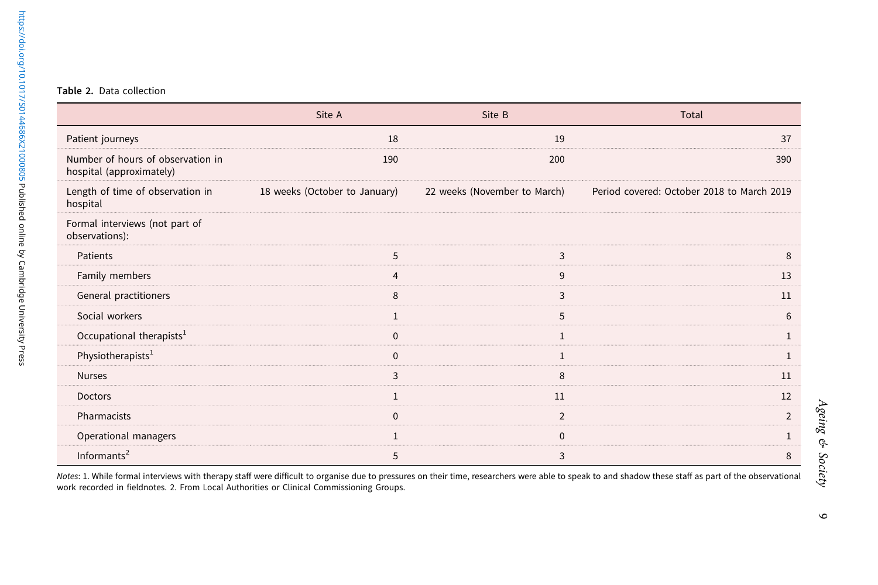**Table 2.** Data collection

| | Site A | Site B | Total |
|---|---|---|---|
| Patient journeys | 18 | 19 | 37 |
| Number of hours of observation in hospital (approximately) | 190 | 200 | 390 |
| Length of time of observation in hospital | 18 weeks (October to January) | 22 weeks (November to March) | Period covered: October 2018 to March 2019 |
| Formal interviews (not part of observations): | | | |
| Patients | 5 | 3 | 8 |
| Family members | 4 | 9 | 13 |
| General practitioners | 8 | 3 | 11 |
| Social workers | 1 | 5 | 6 |
| Occupational therapists[1] | 0 | 1 | 1 |
| Physiotherapists[1] | 0 | 1 | 1 |
| Nurses | 3 | 8 | 11 |
| Doctors | 1 | 11 | 12 |
| Pharmacists | 0 | 2 | 2 |
| Operational managers | 1 | 0 | 1 |
| Informants[2] | 5 | 3 | 8 |

*Notes*: 1. While formal interviews with therapy staff were difficult to organise due to pressures on their time, researchers were able to speak to and shadow these staff as part of the observational work recorded in fieldnotes. 2. From Local Authorities or Clinical Commissioning Groups.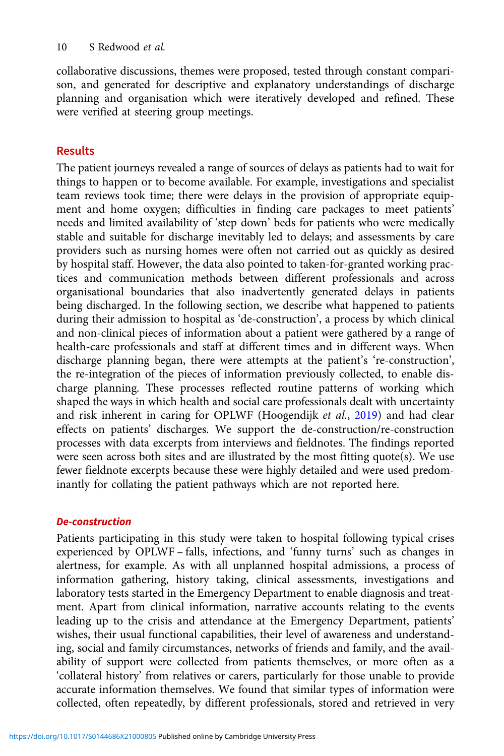collaborative discussions, themes were proposed, tested through constant comparison, and generated for descriptive and explanatory understandings of discharge planning and organisation which were iteratively developed and refined. These were verified at steering group meetings.

## Results

The patient journeys revealed a range of sources of delays as patients had to wait for things to happen or to become available. For example, investigations and specialist team reviews took time; there were delays in the provision of appropriate equipment and home oxygen; difficulties in finding care packages to meet patients' needs and limited availability of 'step down' beds for patients who were medically stable and suitable for discharge inevitably led to delays; and assessments by care providers such as nursing homes were often not carried out as quickly as desired by hospital staff. However, the data also pointed to taken-for-granted working practices and communication methods between different professionals and across organisational boundaries that also inadvertently generated delays in patients being discharged. In the following section, we describe what happened to patients during their admission to hospital as 'de-construction', a process by which clinical and non-clinical pieces of information about a patient were gathered by a range of health-care professionals and staff at different times and in different ways. When discharge planning began, there were attempts at the patient's 're-construction', the re-integration of the pieces of information previously collected, to enable discharge planning. These processes reflected routine patterns of working which shaped the ways in which health and social care professionals dealt with uncertainty and risk inherent in caring for OPLWF (Hoogendijk *et al.*, 2019) and had clear effects on patients' discharges. We support the de-construction/re-construction processes with data excerpts from interviews and fieldnotes. The findings reported were seen across both sites and are illustrated by the most fitting quote(s). We use fewer fieldnote excerpts because these were highly detailed and were used predominantly for collating the patient pathways which are not reported here.

### *De-construction*

Patients participating in this study were taken to hospital following typical crises experienced by OPLWF – falls, infections, and 'funny turns' such as changes in alertness, for example. As with all unplanned hospital admissions, a process of information gathering, history taking, clinical assessments, investigations and laboratory tests started in the Emergency Department to enable diagnosis and treatment. Apart from clinical information, narrative accounts relating to the events leading up to the crisis and attendance at the Emergency Department, patients' wishes, their usual functional capabilities, their level of awareness and understanding, social and family circumstances, networks of friends and family, and the availability of support were collected from patients themselves, or more often as a 'collateral history' from relatives or carers, particularly for those unable to provide accurate information themselves. We found that similar types of information were collected, often repeatedly, by different professionals, stored and retrieved in very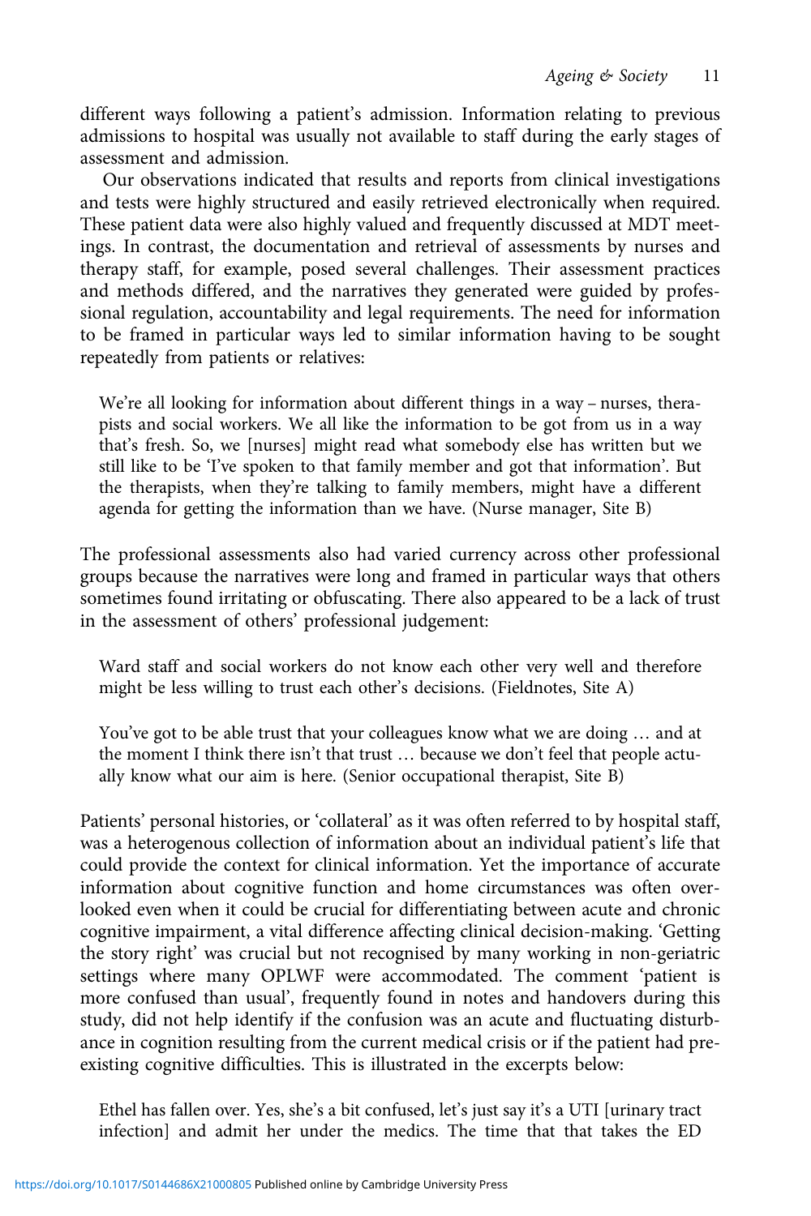different ways following a patient's admission. Information relating to previous admissions to hospital was usually not available to staff during the early stages of assessment and admission.

Our observations indicated that results and reports from clinical investigations and tests were highly structured and easily retrieved electronically when required. These patient data were also highly valued and frequently discussed at MDT meetings. In contrast, the documentation and retrieval of assessments by nurses and therapy staff, for example, posed several challenges. Their assessment practices and methods differed, and the narratives they generated were guided by professional regulation, accountability and legal requirements. The need for information to be framed in particular ways led to similar information having to be sought repeatedly from patients or relatives:

> We're all looking for information about different things in a way – nurses, therapists and social workers. We all like the information to be got from us in a way that's fresh. So, we [nurses] might read what somebody else has written but we still like to be 'I've spoken to that family member and got that information'. But the therapists, when they're talking to family members, might have a different agenda for getting the information than we have. (Nurse manager, Site B)

The professional assessments also had varied currency across other professional groups because the narratives were long and framed in particular ways that others sometimes found irritating or obfuscating. There also appeared to be a lack of trust in the assessment of others' professional judgement:

> Ward staff and social workers do not know each other very well and therefore might be less willing to trust each other's decisions. (Fieldnotes, Site A)

> You've got to be able trust that your colleagues know what we are doing … and at the moment I think there isn't that trust … because we don't feel that people actually know what our aim is here. (Senior occupational therapist, Site B)

Patients' personal histories, or 'collateral' as it was often referred to by hospital staff, was a heterogenous collection of information about an individual patient's life that could provide the context for clinical information. Yet the importance of accurate information about cognitive function and home circumstances was often overlooked even when it could be crucial for differentiating between acute and chronic cognitive impairment, a vital difference affecting clinical decision-making. 'Getting the story right' was crucial but not recognised by many working in non-geriatric settings where many OPLWF were accommodated. The comment 'patient is more confused than usual', frequently found in notes and handovers during this study, did not help identify if the confusion was an acute and fluctuating disturbance in cognition resulting from the current medical crisis or if the patient had pre-existing cognitive difficulties. This is illustrated in the excerpts below:

> Ethel has fallen over. Yes, she's a bit confused, let's just say it's a UTI [urinary tract infection] and admit her under the medics. The time that that takes the ED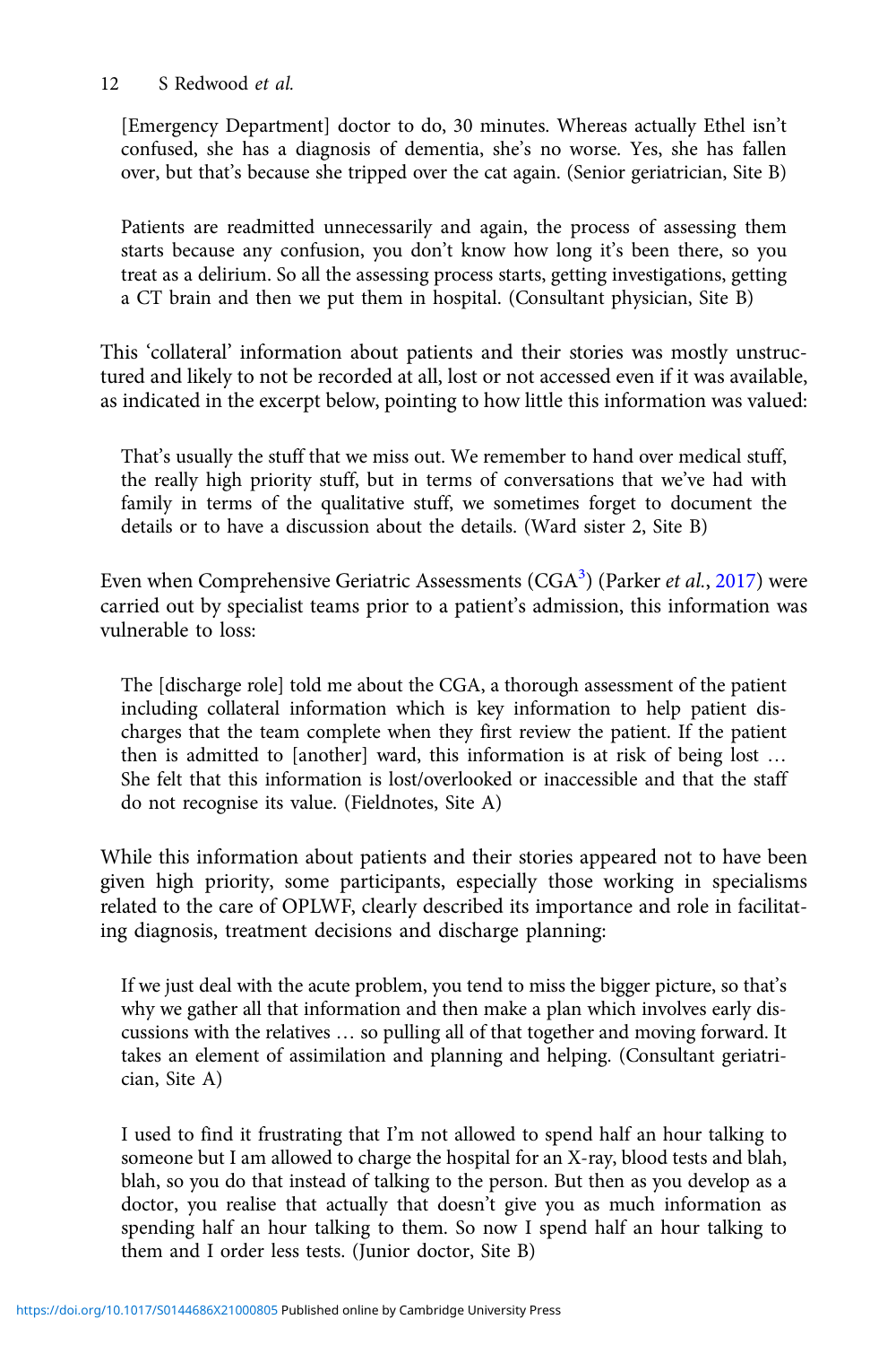[Emergency Department] doctor to do, 30 minutes. Whereas actually Ethel isn't confused, she has a diagnosis of dementia, she's no worse. Yes, she has fallen over, but that's because she tripped over the cat again. (Senior geriatrician, Site B)

> Patients are readmitted unnecessarily and again, the process of assessing them starts because any confusion, you don't know how long it's been there, so you treat as a delirium. So all the assessing process starts, getting investigations, getting a CT brain and then we put them in hospital. (Consultant physician, Site B)

This 'collateral' information about patients and their stories was mostly unstructured and likely to not be recorded at all, lost or not accessed even if it was available, as indicated in the excerpt below, pointing to how little this information was valued:

> That's usually the stuff that we miss out. We remember to hand over medical stuff, the really high priority stuff, but in terms of conversations that we've had with family in terms of the qualitative stuff, we sometimes forget to document the details or to have a discussion about the details. (Ward sister 2, Site B)

Even when Comprehensive Geriatric Assessments (CGA[3]) (Parker *et al.*, 2017) were carried out by specialist teams prior to a patient's admission, this information was vulnerable to loss:

> The [discharge role] told me about the CGA, a thorough assessment of the patient including collateral information which is key information to help patient discharges that the team complete when they first review the patient. If the patient then is admitted to [another] ward, this information is at risk of being lost … She felt that this information is lost/overlooked or inaccessible and that the staff do not recognise its value. (Fieldnotes, Site A)

While this information about patients and their stories appeared not to have been given high priority, some participants, especially those working in specialisms related to the care of OPLWF, clearly described its importance and role in facilitating diagnosis, treatment decisions and discharge planning:

> If we just deal with the acute problem, you tend to miss the bigger picture, so that's why we gather all that information and then make a plan which involves early discussions with the relatives … so pulling all of that together and moving forward. It takes an element of assimilation and planning and helping. (Consultant geriatrician, Site A)

> I used to find it frustrating that I'm not allowed to spend half an hour talking to someone but I am allowed to charge the hospital for an X-ray, blood tests and blah, blah, so you do that instead of talking to the person. But then as you develop as a doctor, you realise that actually that doesn't give you as much information as spending half an hour talking to them. So now I spend half an hour talking to them and I order less tests. (Junior doctor, Site B)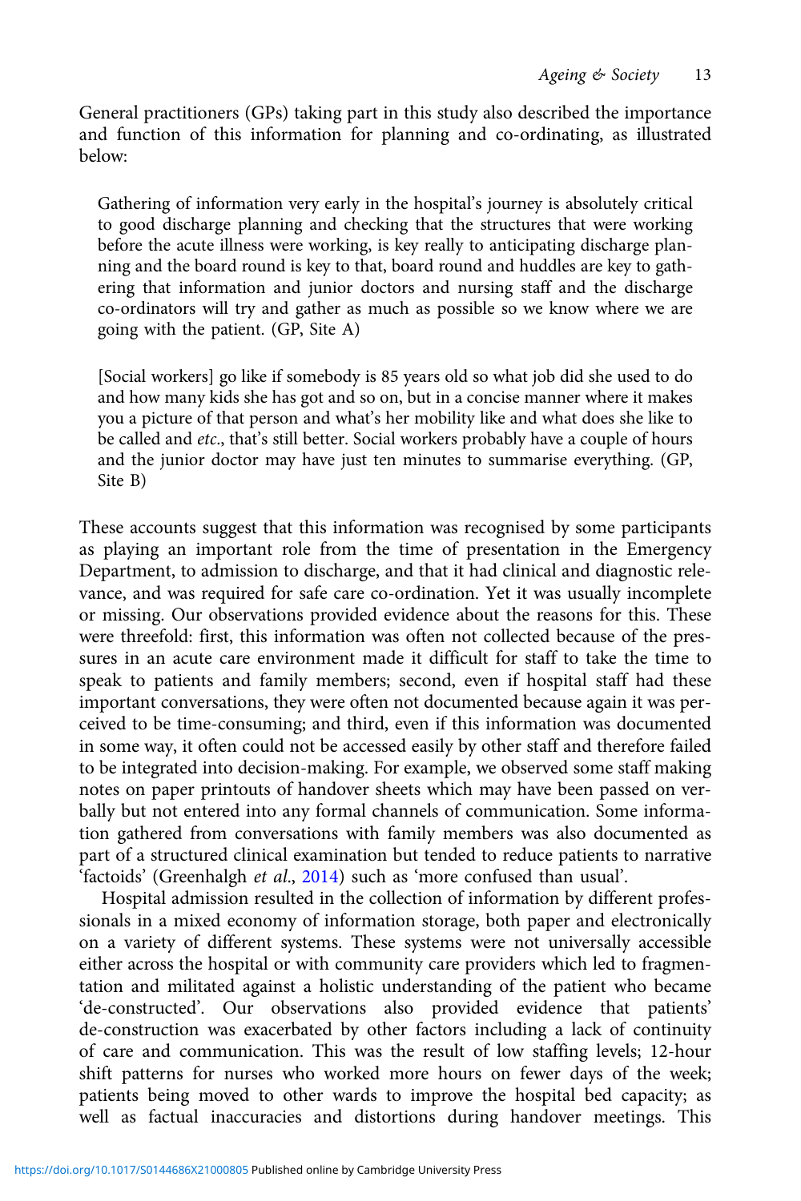General practitioners (GPs) taking part in this study also described the importance and function of this information for planning and co-ordinating, as illustrated below:

> Gathering of information very early in the hospital's journey is absolutely critical to good discharge planning and checking that the structures that were working before the acute illness were working, is key really to anticipating discharge planning and the board round is key to that, board round and huddles are key to gathering that information and junior doctors and nursing staff and the discharge co-ordinators will try and gather as much as possible so we know where we are going with the patient. (GP, Site A)

> [Social workers] go like if somebody is 85 years old so what job did she used to do and how many kids she has got and so on, but in a concise manner where it makes you a picture of that person and what's her mobility like and what does she like to be called and *etc*., that's still better. Social workers probably have a couple of hours and the junior doctor may have just ten minutes to summarise everything. (GP, Site B)

These accounts suggest that this information was recognised by some participants as playing an important role from the time of presentation in the Emergency Department, to admission to discharge, and that it had clinical and diagnostic relevance, and was required for safe care co-ordination. Yet it was usually incomplete or missing. Our observations provided evidence about the reasons for this. These were threefold: first, this information was often not collected because of the pressures in an acute care environment made it difficult for staff to take the time to speak to patients and family members; second, even if hospital staff had these important conversations, they were often not documented because again it was perceived to be time-consuming; and third, even if this information was documented in some way, it often could not be accessed easily by other staff and therefore failed to be integrated into decision-making. For example, we observed some staff making notes on paper printouts of handover sheets which may have been passed on verbally but not entered into any formal channels of communication. Some information gathered from conversations with family members was also documented as part of a structured clinical examination but tended to reduce patients to narrative 'factoids' (Greenhalgh *et al*., 2014) such as 'more confused than usual'.

Hospital admission resulted in the collection of information by different professionals in a mixed economy of information storage, both paper and electronically on a variety of different systems. These systems were not universally accessible either across the hospital or with community care providers which led to fragmentation and militated against a holistic understanding of the patient who became 'de-constructed'. Our observations also provided evidence that patients' de-construction was exacerbated by other factors including a lack of continuity of care and communication. This was the result of low staffing levels; 12-hour shift patterns for nurses who worked more hours on fewer days of the week; patients being moved to other wards to improve the hospital bed capacity; as well as factual inaccuracies and distortions during handover meetings. This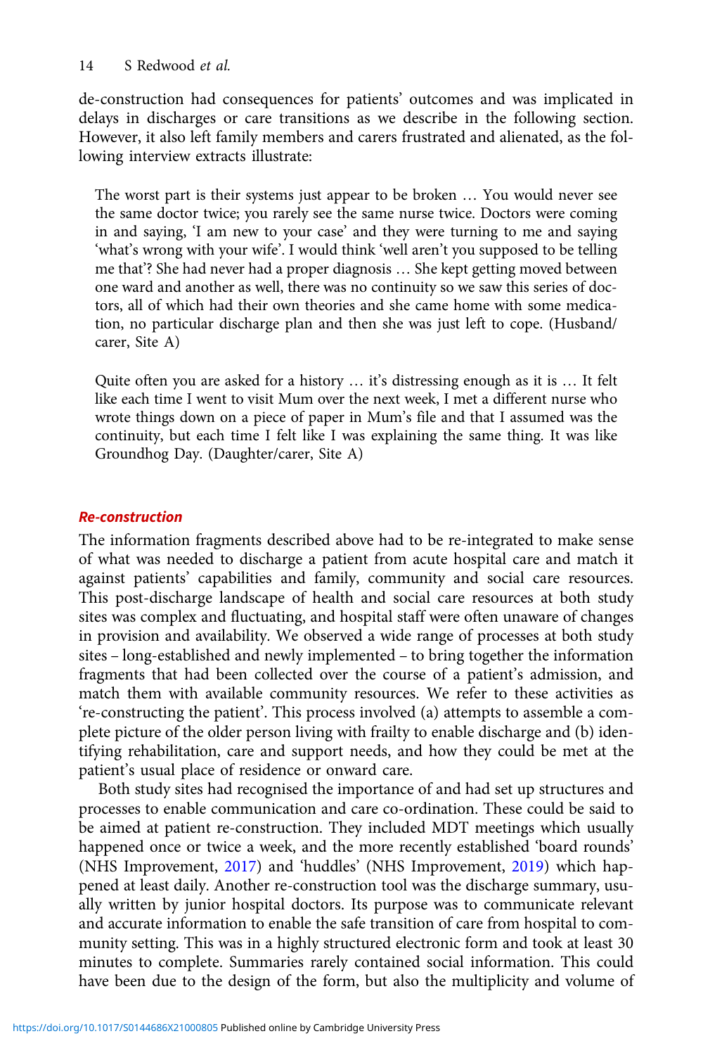de-construction had consequences for patients' outcomes and was implicated in delays in discharges or care transitions as we describe in the following section. However, it also left family members and carers frustrated and alienated, as the following interview extracts illustrate:

> The worst part is their systems just appear to be broken … You would never see the same doctor twice; you rarely see the same nurse twice. Doctors were coming in and saying, 'I am new to your case' and they were turning to me and saying 'what's wrong with your wife'. I would think 'well aren't you supposed to be telling me that'? She had never had a proper diagnosis … She kept getting moved between one ward and another as well, there was no continuity so we saw this series of doctors, all of which had their own theories and she came home with some medication, no particular discharge plan and then she was just left to cope. (Husband/carer, Site A)

> Quite often you are asked for a history … it's distressing enough as it is … It felt like each time I went to visit Mum over the next week, I met a different nurse who wrote things down on a piece of paper in Mum's file and that I assumed was the continuity, but each time I felt like I was explaining the same thing. It was like Groundhog Day. (Daughter/carer, Site A)

### *Re-construction*

The information fragments described above had to be re-integrated to make sense of what was needed to discharge a patient from acute hospital care and match it against patients' capabilities and family, community and social care resources. This post-discharge landscape of health and social care resources at both study sites was complex and fluctuating, and hospital staff were often unaware of changes in provision and availability. We observed a wide range of processes at both study sites – long-established and newly implemented – to bring together the information fragments that had been collected over the course of a patient's admission, and match them with available community resources. We refer to these activities as 're-constructing the patient'. This process involved (a) attempts to assemble a complete picture of the older person living with frailty to enable discharge and (b) identifying rehabilitation, care and support needs, and how they could be met at the patient's usual place of residence or onward care.

Both study sites had recognised the importance of and had set up structures and processes to enable communication and care co-ordination. These could be said to be aimed at patient re-construction. They included MDT meetings which usually happened once or twice a week, and the more recently established 'board rounds' (NHS Improvement, 2017) and 'huddles' (NHS Improvement, 2019) which happened at least daily. Another re-construction tool was the discharge summary, usually written by junior hospital doctors. Its purpose was to communicate relevant and accurate information to enable the safe transition of care from hospital to community setting. This was in a highly structured electronic form and took at least 30 minutes to complete. Summaries rarely contained social information. This could have been due to the design of the form, but also the multiplicity and volume of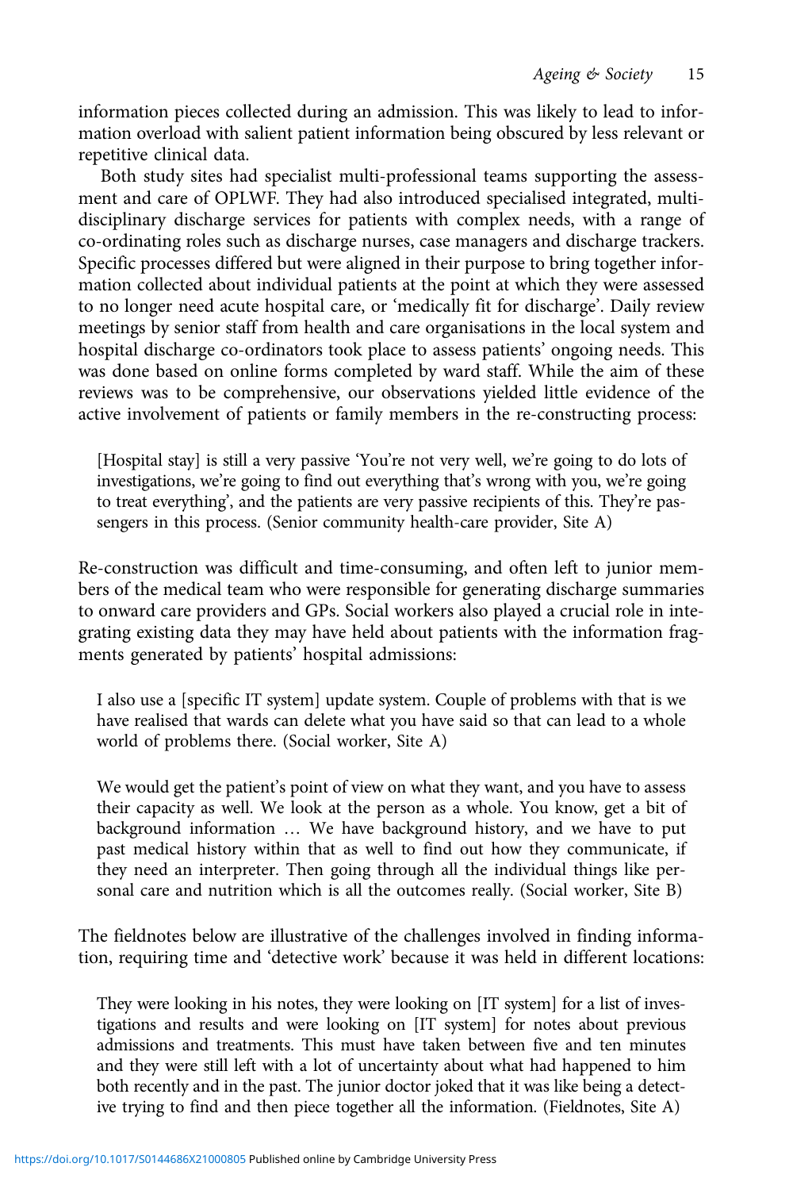information pieces collected during an admission. This was likely to lead to information overload with salient patient information being obscured by less relevant or repetitive clinical data.

Both study sites had specialist multi-professional teams supporting the assessment and care of OPLWF. They had also introduced specialised integrated, multidisciplinary discharge services for patients with complex needs, with a range of co-ordinating roles such as discharge nurses, case managers and discharge trackers. Specific processes differed but were aligned in their purpose to bring together information collected about individual patients at the point at which they were assessed to no longer need acute hospital care, or 'medically fit for discharge'. Daily review meetings by senior staff from health and care organisations in the local system and hospital discharge co-ordinators took place to assess patients' ongoing needs. This was done based on online forms completed by ward staff. While the aim of these reviews was to be comprehensive, our observations yielded little evidence of the active involvement of patients or family members in the re-constructing process:

> [Hospital stay] is still a very passive 'You're not very well, we're going to do lots of investigations, we're going to find out everything that's wrong with you, we're going to treat everything', and the patients are very passive recipients of this. They're passengers in this process. (Senior community health-care provider, Site A)

Re-construction was difficult and time-consuming, and often left to junior members of the medical team who were responsible for generating discharge summaries to onward care providers and GPs. Social workers also played a crucial role in integrating existing data they may have held about patients with the information fragments generated by patients' hospital admissions:

> I also use a [specific IT system] update system. Couple of problems with that is we have realised that wards can delete what you have said so that can lead to a whole world of problems there. (Social worker, Site A)

> We would get the patient's point of view on what they want, and you have to assess their capacity as well. We look at the person as a whole. You know, get a bit of background information … We have background history, and we have to put past medical history within that as well to find out how they communicate, if they need an interpreter. Then going through all the individual things like personal care and nutrition which is all the outcomes really. (Social worker, Site B)

The fieldnotes below are illustrative of the challenges involved in finding information, requiring time and 'detective work' because it was held in different locations:

> They were looking in his notes, they were looking on [IT system] for a list of investigations and results and were looking on [IT system] for notes about previous admissions and treatments. This must have taken between five and ten minutes and they were still left with a lot of uncertainty about what had happened to him both recently and in the past. The junior doctor joked that it was like being a detective trying to find and then piece together all the information. (Fieldnotes, Site A)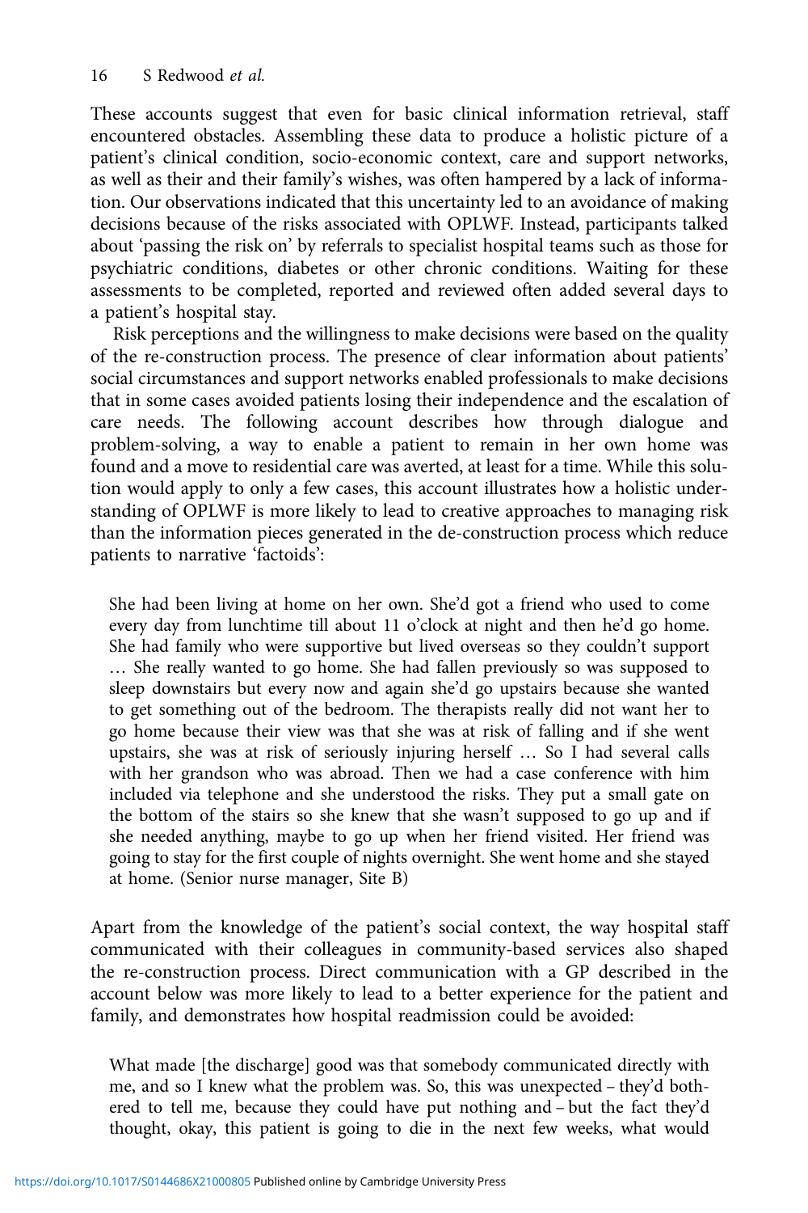These accounts suggest that even for basic clinical information retrieval, staff encountered obstacles. Assembling these data to produce a holistic picture of a patient's clinical condition, socio-economic context, care and support networks, as well as their and their family's wishes, was often hampered by a lack of information. Our observations indicated that this uncertainty led to an avoidance of making decisions because of the risks associated with OPLWF. Instead, participants talked about 'passing the risk on' by referrals to specialist hospital teams such as those for psychiatric conditions, diabetes or other chronic conditions. Waiting for these assessments to be completed, reported and reviewed often added several days to a patient's hospital stay.

Risk perceptions and the willingness to make decisions were based on the quality of the re-construction process. The presence of clear information about patients' social circumstances and support networks enabled professionals to make decisions that in some cases avoided patients losing their independence and the escalation of care needs. The following account describes how through dialogue and problem-solving, a way to enable a patient to remain in her own home was found and a move to residential care was averted, at least for a time. While this solution would apply to only a few cases, this account illustrates how a holistic understanding of OPLWF is more likely to lead to creative approaches to managing risk than the information pieces generated in the de-construction process which reduce patients to narrative 'factoids':

> She had been living at home on her own. She'd got a friend who used to come every day from lunchtime till about 11 o'clock at night and then he'd go home. She had family who were supportive but lived overseas so they couldn't support … She really wanted to go home. She had fallen previously so was supposed to sleep downstairs but every now and again she'd go upstairs because she wanted to get something out of the bedroom. The therapists really did not want her to go home because their view was that she was at risk of falling and if she went upstairs, she was at risk of seriously injuring herself … So I had several calls with her grandson who was abroad. Then we had a case conference with him included via telephone and she understood the risks. They put a small gate on the bottom of the stairs so she knew that she wasn't supposed to go up and if she needed anything, maybe to go up when her friend visited. Her friend was going to stay for the first couple of nights overnight. She went home and she stayed at home. (Senior nurse manager, Site B)

Apart from the knowledge of the patient's social context, the way hospital staff communicated with their colleagues in community-based services also shaped the re-construction process. Direct communication with a GP described in the account below was more likely to lead to a better experience for the patient and family, and demonstrates how hospital readmission could be avoided:

> What made [the discharge] good was that somebody communicated directly with me, and so I knew what the problem was. So, this was unexpected – they'd bothered to tell me, because they could have put nothing and – but the fact they'd thought, okay, this patient is going to die in the next few weeks, what would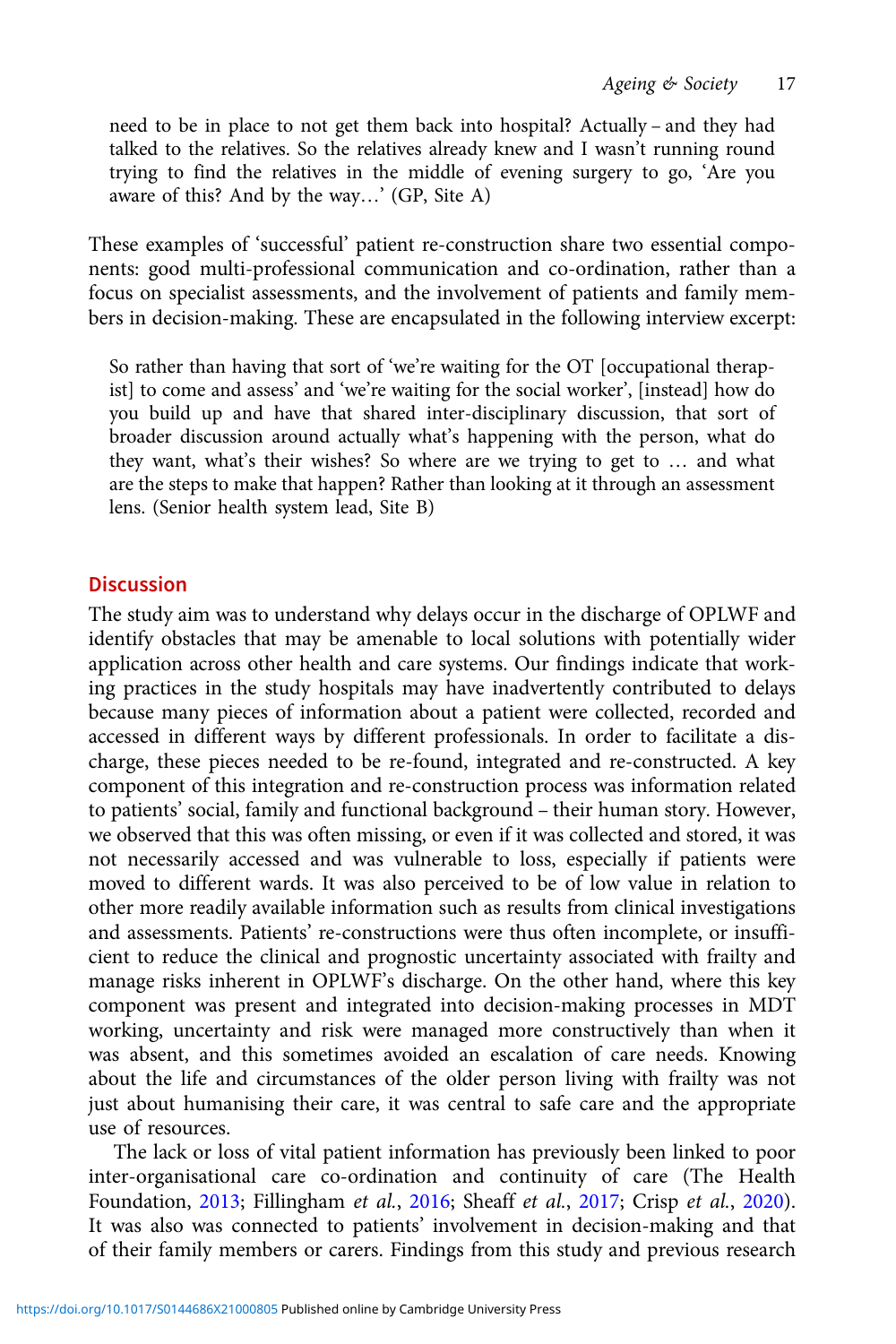> need to be in place to not get them back into hospital? Actually – and they had talked to the relatives. So the relatives already knew and I wasn't running round trying to find the relatives in the middle of evening surgery to go, 'Are you aware of this? And by the way…' (GP, Site A)

These examples of 'successful' patient re-construction share two essential components: good multi-professional communication and co-ordination, rather than a focus on specialist assessments, and the involvement of patients and family members in decision-making. These are encapsulated in the following interview excerpt:

> So rather than having that sort of 'we're waiting for the OT [occupational therapist] to come and assess' and 'we're waiting for the social worker', [instead] how do you build up and have that shared inter-disciplinary discussion, that sort of broader discussion around actually what's happening with the person, what do they want, what's their wishes? So where are we trying to get to … and what are the steps to make that happen? Rather than looking at it through an assessment lens. (Senior health system lead, Site B)

## Discussion

The study aim was to understand why delays occur in the discharge of OPLWF and identify obstacles that may be amenable to local solutions with potentially wider application across other health and care systems. Our findings indicate that working practices in the study hospitals may have inadvertently contributed to delays because many pieces of information about a patient were collected, recorded and accessed in different ways by different professionals. In order to facilitate a discharge, these pieces needed to be re-found, integrated and re-constructed. A key component of this integration and re-construction process was information related to patients' social, family and functional background – their human story. However, we observed that this was often missing, or even if it was collected and stored, it was not necessarily accessed and was vulnerable to loss, especially if patients were moved to different wards. It was also perceived to be of low value in relation to other more readily available information such as results from clinical investigations and assessments. Patients' re-constructions were thus often incomplete, or insufficient to reduce the clinical and prognostic uncertainty associated with frailty and manage risks inherent in OPLWF's discharge. On the other hand, where this key component was present and integrated into decision-making processes in MDT working, uncertainty and risk were managed more constructively than when it was absent, and this sometimes avoided an escalation of care needs. Knowing about the life and circumstances of the older person living with frailty was not just about humanising their care, it was central to safe care and the appropriate use of resources.

The lack or loss of vital patient information has previously been linked to poor inter-organisational care co-ordination and continuity of care (The Health Foundation, 2013; Fillingham *et al.*, 2016; Sheaff *et al.*, 2017; Crisp *et al.*, 2020). It was also was connected to patients' involvement in decision-making and that of their family members or carers. Findings from this study and previous research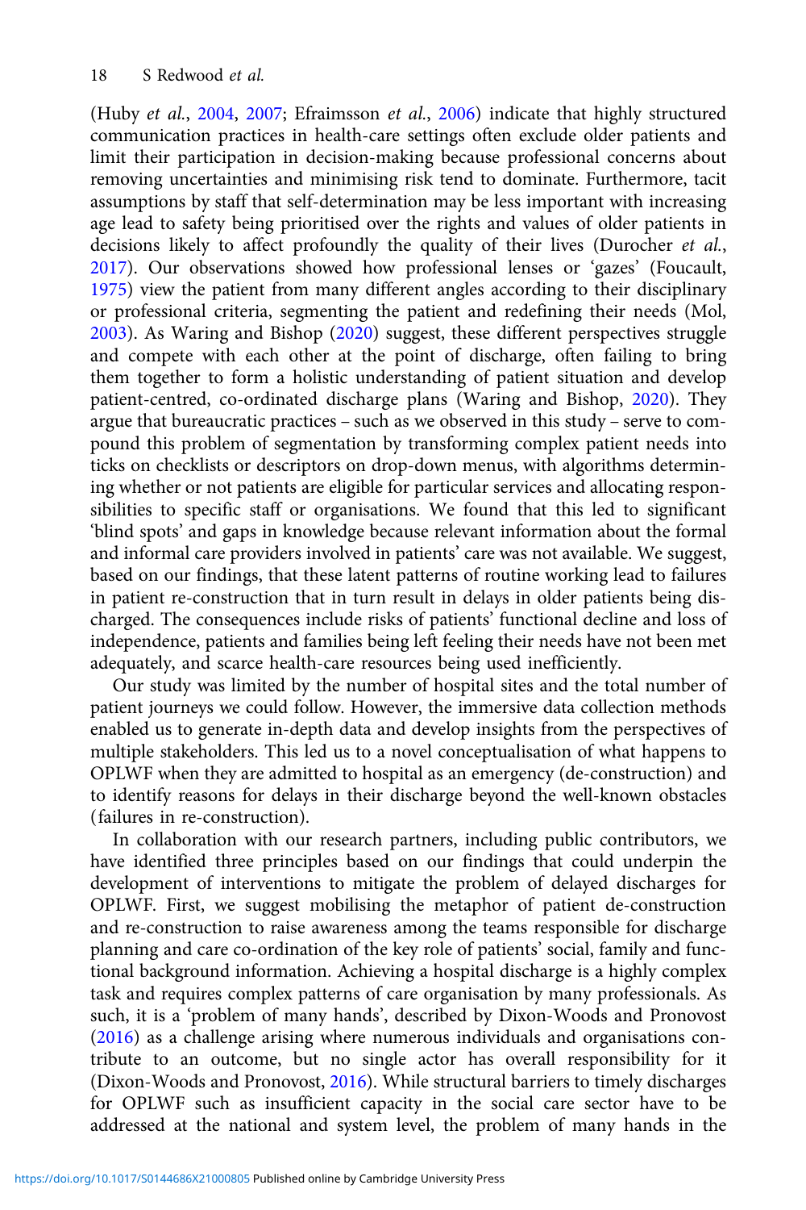(Huby *et al.*, 2004, 2007; Efraimsson *et al.*, 2006) indicate that highly structured communication practices in health-care settings often exclude older patients and limit their participation in decision-making because professional concerns about removing uncertainties and minimising risk tend to dominate. Furthermore, tacit assumptions by staff that self-determination may be less important with increasing age lead to safety being prioritised over the rights and values of older patients in decisions likely to affect profoundly the quality of their lives (Durocher *et al.*, 2017). Our observations showed how professional lenses or 'gazes' (Foucault, 1975) view the patient from many different angles according to their disciplinary or professional criteria, segmenting the patient and redefining their needs (Mol, 2003). As Waring and Bishop (2020) suggest, these different perspectives struggle and compete with each other at the point of discharge, often failing to bring them together to form a holistic understanding of patient situation and develop patient-centred, co-ordinated discharge plans (Waring and Bishop, 2020). They argue that bureaucratic practices – such as we observed in this study – serve to compound this problem of segmentation by transforming complex patient needs into ticks on checklists or descriptors on drop-down menus, with algorithms determining whether or not patients are eligible for particular services and allocating responsibilities to specific staff or organisations. We found that this led to significant 'blind spots' and gaps in knowledge because relevant information about the formal and informal care providers involved in patients' care was not available. We suggest, based on our findings, that these latent patterns of routine working lead to failures in patient re-construction that in turn result in delays in older patients being discharged. The consequences include risks of patients' functional decline and loss of independence, patients and families being left feeling their needs have not been met adequately, and scarce health-care resources being used inefficiently.

Our study was limited by the number of hospital sites and the total number of patient journeys we could follow. However, the immersive data collection methods enabled us to generate in-depth data and develop insights from the perspectives of multiple stakeholders. This led us to a novel conceptualisation of what happens to OPLWF when they are admitted to hospital as an emergency (de-construction) and to identify reasons for delays in their discharge beyond the well-known obstacles (failures in re-construction).

In collaboration with our research partners, including public contributors, we have identified three principles based on our findings that could underpin the development of interventions to mitigate the problem of delayed discharges for OPLWF. First, we suggest mobilising the metaphor of patient de-construction and re-construction to raise awareness among the teams responsible for discharge planning and care co-ordination of the key role of patients' social, family and functional background information. Achieving a hospital discharge is a highly complex task and requires complex patterns of care organisation by many professionals. As such, it is a 'problem of many hands', described by Dixon-Woods and Pronovost (2016) as a challenge arising where numerous individuals and organisations contribute to an outcome, but no single actor has overall responsibility for it (Dixon-Woods and Pronovost, 2016). While structural barriers to timely discharges for OPLWF such as insufficient capacity in the social care sector have to be addressed at the national and system level, the problem of many hands in the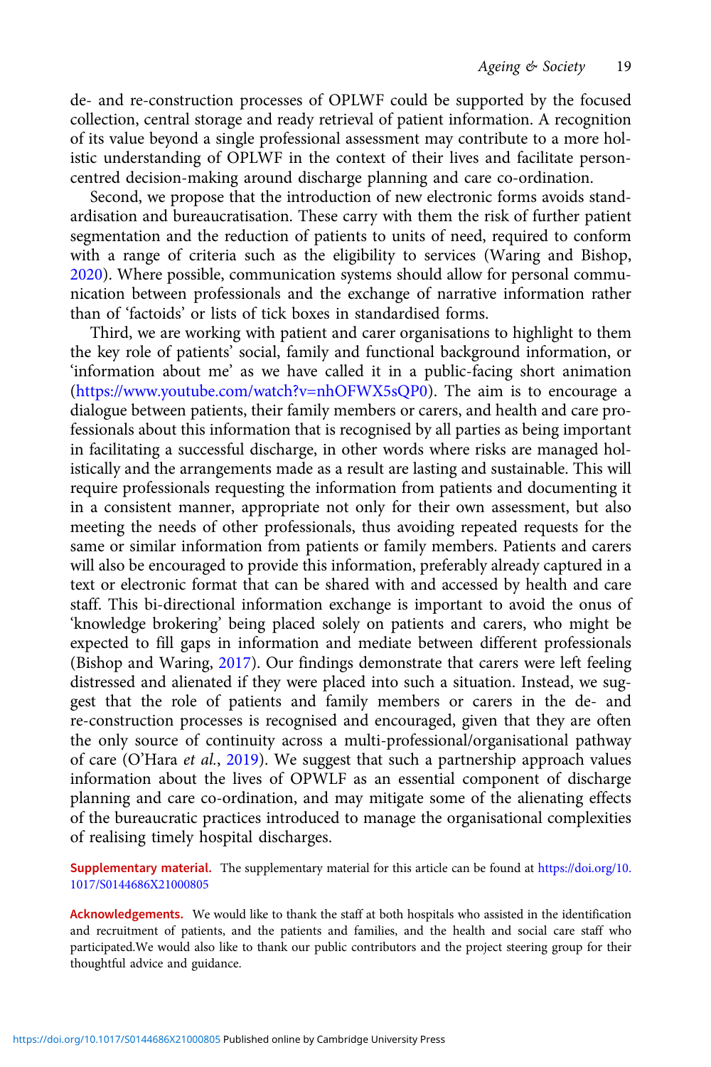de- and re-construction processes of OPLWF could be supported by the focused collection, central storage and ready retrieval of patient information. A recognition of its value beyond a single professional assessment may contribute to a more holistic understanding of OPLWF in the context of their lives and facilitate person-centred decision-making around discharge planning and care co-ordination.

Second, we propose that the introduction of new electronic forms avoids standardisation and bureaucratisation. These carry with them the risk of further patient segmentation and the reduction of patients to units of need, required to conform with a range of criteria such as the eligibility to services (Waring and Bishop, 2020). Where possible, communication systems should allow for personal communication between professionals and the exchange of narrative information rather than of 'factoids' or lists of tick boxes in standardised forms.

Third, we are working with patient and carer organisations to highlight to them the key role of patients' social, family and functional background information, or 'information about me' as we have called it in a public-facing short animation (https://www.youtube.com/watch?v=nhOFWX5sQP0). The aim is to encourage a dialogue between patients, their family members or carers, and health and care professionals about this information that is recognised by all parties as being important in facilitating a successful discharge, in other words where risks are managed holistically and the arrangements made as a result are lasting and sustainable. This will require professionals requesting the information from patients and documenting it in a consistent manner, appropriate not only for their own assessment, but also meeting the needs of other professionals, thus avoiding repeated requests for the same or similar information from patients or family members. Patients and carers will also be encouraged to provide this information, preferably already captured in a text or electronic format that can be shared with and accessed by health and care staff. This bi-directional information exchange is important to avoid the onus of 'knowledge brokering' being placed solely on patients and carers, who might be expected to fill gaps in information and mediate between different professionals (Bishop and Waring, 2017). Our findings demonstrate that carers were left feeling distressed and alienated if they were placed into such a situation. Instead, we suggest that the role of patients and family members or carers in the de- and re-construction processes is recognised and encouraged, given that they are often the only source of continuity across a multi-professional/organisational pathway of care (O'Hara *et al.*, 2019). We suggest that such a partnership approach values information about the lives of OPWLF as an essential component of discharge planning and care co-ordination, and may mitigate some of the alienating effects of the bureaucratic practices introduced to manage the organisational complexities of realising timely hospital discharges.

**Supplementary material.** The supplementary material for this article can be found at https://doi.org/10.1017/S0144686X21000805

**Acknowledgements.** We would like to thank the staff at both hospitals who assisted in the identification and recruitment of patients, and the patients and families, and the health and social care staff who participated.We would also like to thank our public contributors and the project steering group for their thoughtful advice and guidance.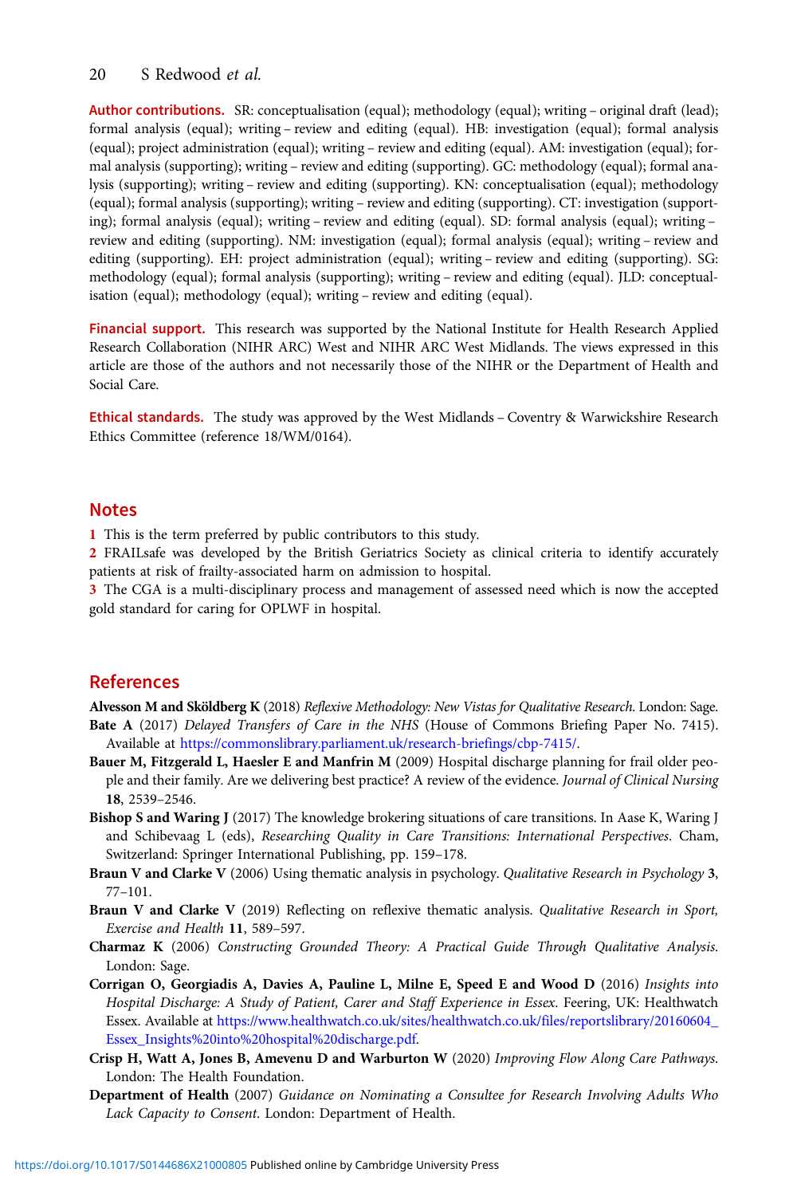**Author contributions.** SR: conceptualisation (equal); methodology (equal); writing – original draft (lead); formal analysis (equal); writing – review and editing (equal). HB: investigation (equal); formal analysis (equal); project administration (equal); writing – review and editing (equal). AM: investigation (equal); formal analysis (supporting); writing – review and editing (supporting). GC: methodology (equal); formal analysis (supporting); writing – review and editing (supporting). KN: conceptualisation (equal); methodology (equal); formal analysis (supporting); writing – review and editing (supporting). CT: investigation (supporting); formal analysis (equal); writing – review and editing (equal). SD: formal analysis (equal); writing – review and editing (supporting). NM: investigation (equal); formal analysis (equal); writing – review and editing (supporting). EH: project administration (equal); writing – review and editing (supporting). SG: methodology (equal); formal analysis (supporting); writing – review and editing (equal). JLD: conceptualisation (equal); methodology (equal); writing – review and editing (equal).

**Financial support.** This research was supported by the National Institute for Health Research Applied Research Collaboration (NIHR ARC) West and NIHR ARC West Midlands. The views expressed in this article are those of the authors and not necessarily those of the NIHR or the Department of Health and Social Care.

**Ethical standards.** The study was approved by the West Midlands – Coventry & Warwickshire Research Ethics Committee (reference 18/WM/0164).

## Notes

1 This is the term preferred by public contributors to this study.

2 FRAILsafe was developed by the British Geriatrics Society as clinical criteria to identify accurately patients at risk of frailty-associated harm on admission to hospital.

3 The CGA is a multi-disciplinary process and management of assessed need which is now the accepted gold standard for caring for OPLWF in hospital.

## References

**Alvesson M and Sköldberg K** (2018) *Reflexive Methodology: New Vistas for Qualitative Research*. London: Sage.

**Bate A** (2017) *Delayed Transfers of Care in the NHS* (House of Commons Briefing Paper No. 7415). Available at https://commonslibrary.parliament.uk/research-briefings/cbp-7415/.

**Bauer M, Fitzgerald L, Haesler E and Manfrin M** (2009) Hospital discharge planning for frail older people and their family. Are we delivering best practice? A review of the evidence. *Journal of Clinical Nursing* **18**, 2539–2546.

**Bishop S and Waring J** (2017) The knowledge brokering situations of care transitions. In Aase K, Waring J and Schibevaag L (eds), *Researching Quality in Care Transitions: International Perspectives*. Cham, Switzerland: Springer International Publishing, pp. 159–178.

**Braun V and Clarke V** (2006) Using thematic analysis in psychology. *Qualitative Research in Psychology* **3**, 77–101.

**Braun V and Clarke V** (2019) Reflecting on reflexive thematic analysis. *Qualitative Research in Sport, Exercise and Health* **11**, 589–597.

**Charmaz K** (2006) *Constructing Grounded Theory: A Practical Guide Through Qualitative Analysis*. London: Sage.

**Corrigan O, Georgiadis A, Davies A, Pauline L, Milne E, Speed E and Wood D** (2016) *Insights into Hospital Discharge: A Study of Patient, Carer and Staff Experience in Essex*. Feering, UK: Healthwatch Essex. Available at https://www.healthwatch.co.uk/sites/healthwatch.co.uk/files/reportslibrary/20160604_Essex_Insights%20into%20hospital%20discharge.pdf.

**Crisp H, Watt A, Jones B, Amevenu D and Warburton W** (2020) *Improving Flow Along Care Pathways*. London: The Health Foundation.

**Department of Health** (2007) *Guidance on Nominating a Consultee for Research Involving Adults Who Lack Capacity to Consent*. London: Department of Health.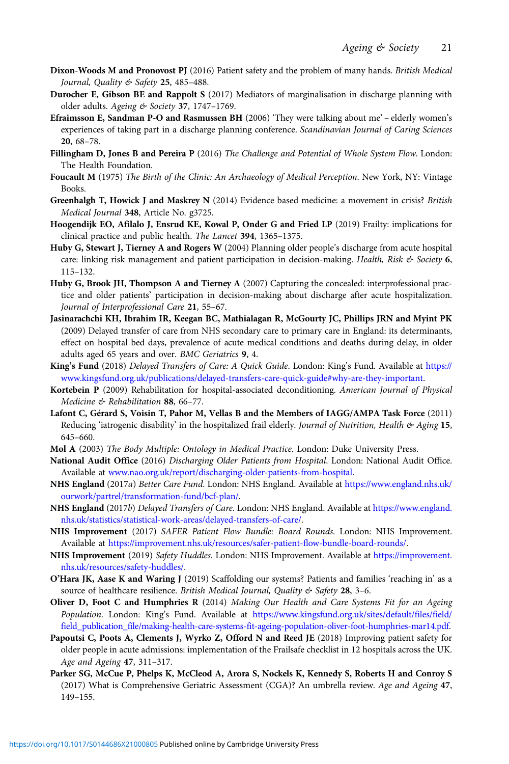**Dixon-Woods M and Pronovost PJ** (2016) Patient safety and the problem of many hands. *British Medical Journal, Quality & Safety* **25**, 485–488.

**Durocher E, Gibson BE and Rappolt S** (2017) Mediators of marginalisation in discharge planning with older adults. *Ageing & Society* **37**, 1747–1769.

**Efraimsson E, Sandman P-O and Rasmussen BH** (2006) 'They were talking about me' – elderly women's experiences of taking part in a discharge planning conference. *Scandinavian Journal of Caring Sciences* **20**, 68–78.

**Fillingham D, Jones B and Pereira P** (2016) *The Challenge and Potential of Whole System Flow*. London: The Health Foundation.

**Foucault M** (1975) *The Birth of the Clinic: An Archaeology of Medical Perception*. New York, NY: Vintage Books.

**Greenhalgh T, Howick J and Maskrey N** (2014) Evidence based medicine: a movement in crisis? *British Medical Journal* **348**, Article No. g3725.

**Hoogendijk EO, Afilalo J, Ensrud KE, Kowal P, Onder G and Fried LP** (2019) Frailty: implications for clinical practice and public health. *The Lancet* **394**, 1365–1375.

**Huby G, Stewart J, Tierney A and Rogers W** (2004) Planning older people's discharge from acute hospital care: linking risk management and patient participation in decision-making. *Health, Risk & Society* **6**, 115–132.

**Huby G, Brook JH, Thompson A and Tierney A** (2007) Capturing the concealed: interprofessional practice and older patients' participation in decision-making about discharge after acute hospitalization. *Journal of Interprofessional Care* **21**, 55–67.

**Jasinarachchi KH, Ibrahim IR, Keegan BC, Mathialagan R, McGourty JC, Phillips JRN and Myint PK** (2009) Delayed transfer of care from NHS secondary care to primary care in England: its determinants, effect on hospital bed days, prevalence of acute medical conditions and deaths during delay, in older adults aged 65 years and over. *BMC Geriatrics* **9**, 4.

**King's Fund** (2018) *Delayed Transfers of Care: A Quick Guide*. London: King's Fund. Available at https://www.kingsfund.org.uk/publications/delayed-transfers-care-quick-guide#why-are-they-important.

**Kortebein P** (2009) Rehabilitation for hospital-associated deconditioning. *American Journal of Physical Medicine & Rehabilitation* **88**, 66–77.

**Lafont C, Gérard S, Voisin T, Pahor M, Vellas B and the Members of IAGG/AMPA Task Force** (2011) Reducing 'iatrogenic disability' in the hospitalized frail elderly. *Journal of Nutrition, Health & Aging* **15**, 645–660.

**Mol A** (2003) *The Body Multiple: Ontology in Medical Practice*. London: Duke University Press.

**National Audit Office** (2016) *Discharging Older Patients from Hospital*. London: National Audit Office. Available at www.nao.org.uk/report/discharging-older-patients-from-hospital.

**NHS England** (2017*a*) *Better Care Fund*. London: NHS England. Available at https://www.england.nhs.uk/ourwork/partrel/transformation-fund/bcf-plan/.

**NHS England** (2017*b*) *Delayed Transfers of Care*. London: NHS England. Available at https://www.england.nhs.uk/statistics/statistical-work-areas/delayed-transfers-of-care/.

**NHS Improvement** (2017) *SAFER Patient Flow Bundle: Board Rounds*. London: NHS Improvement. Available at https://improvement.nhs.uk/resources/safer-patient-flow-bundle-board-rounds/.

**NHS Improvement** (2019) *Safety Huddles*. London: NHS Improvement. Available at https://improvement.nhs.uk/resources/safety-huddles/.

**O'Hara JK, Aase K and Waring J** (2019) Scaffolding our systems? Patients and families 'reaching in' as a source of healthcare resilience. *British Medical Journal, Quality & Safety* **28**, 3–6.

**Oliver D, Foot C and Humphries R** (2014) *Making Our Health and Care Systems Fit for an Ageing Population*. London: King's Fund. Available at https://www.kingsfund.org.uk/sites/default/files/field/field_publication_file/making-health-care-systems-fit-ageing-population-oliver-foot-humphries-mar14.pdf.

**Papoutsi C, Poots A, Clements J, Wyrko Z, Offord N and Reed JE** (2018) Improving patient safety for older people in acute admissions: implementation of the Frailsafe checklist in 12 hospitals across the UK. *Age and Ageing* **47**, 311–317.

**Parker SG, McCue P, Phelps K, McCleod A, Arora S, Nockels K, Kennedy S, Roberts H and Conroy S** (2017) What is Comprehensive Geriatric Assessment (CGA)? An umbrella review. *Age and Ageing* **47**, 149–155.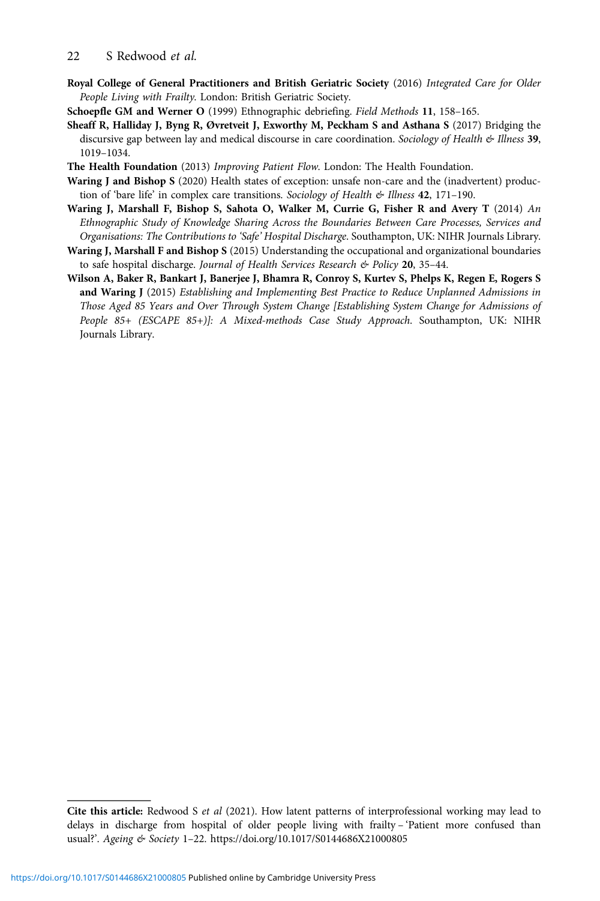**Royal College of General Practitioners and British Geriatric Society** (2016) *Integrated Care for Older People Living with Frailty*. London: British Geriatric Society.

**Schoepfle GM and Werner O** (1999) Ethnographic debriefing. *Field Methods* **11**, 158–165.

**Sheaff R, Halliday J, Byng R, Øvretveit J, Exworthy M, Peckham S and Asthana S** (2017) Bridging the discursive gap between lay and medical discourse in care coordination. *Sociology of Health & Illness* **39**, 1019–1034.

**The Health Foundation** (2013) *Improving Patient Flow*. London: The Health Foundation.

**Waring J and Bishop S** (2020) Health states of exception: unsafe non-care and the (inadvertent) production of 'bare life' in complex care transitions. *Sociology of Health & Illness* **42**, 171–190.

**Waring J, Marshall F, Bishop S, Sahota O, Walker M, Currie G, Fisher R and Avery T** (2014) *An Ethnographic Study of Knowledge Sharing Across the Boundaries Between Care Processes, Services and Organisations: The Contributions to 'Safe' Hospital Discharge*. Southampton, UK: NIHR Journals Library.

**Waring J, Marshall F and Bishop S** (2015) Understanding the occupational and organizational boundaries to safe hospital discharge. *Journal of Health Services Research & Policy* **20**, 35–44.

**Wilson A, Baker R, Bankart J, Banerjee J, Bhamra R, Conroy S, Kurtev S, Phelps K, Regen E, Rogers S and Waring J** (2015) *Establishing and Implementing Best Practice to Reduce Unplanned Admissions in Those Aged 85 Years and Over Through System Change [Establishing System Change for Admissions of People 85+ (ESCAPE 85+)]: A Mixed-methods Case Study Approach*. Southampton, UK: NIHR Journals Library.

---

**Cite this article:** Redwood S *et al* (2021). How latent patterns of interprofessional working may lead to delays in discharge from hospital of older people living with frailty – 'Patient more confused than usual?'. *Ageing & Society* 1–22. https://doi.org/10.1017/S0144686X21000805